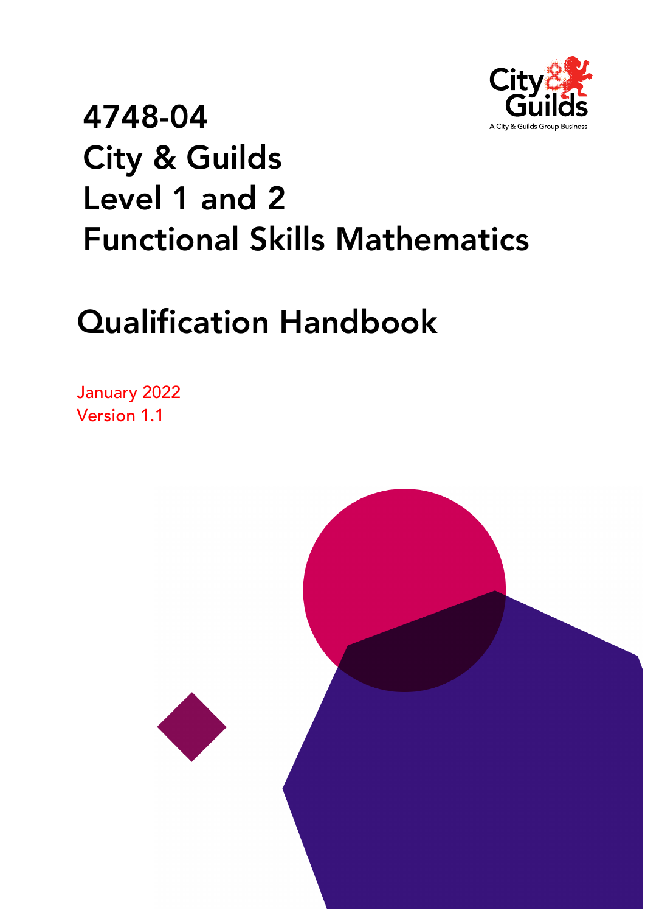# 4748-04
# City & Guilds
# Level 1 and 2
# Functional Skills Mathematics

## Qualification Handbook

January 2022
Version 1.1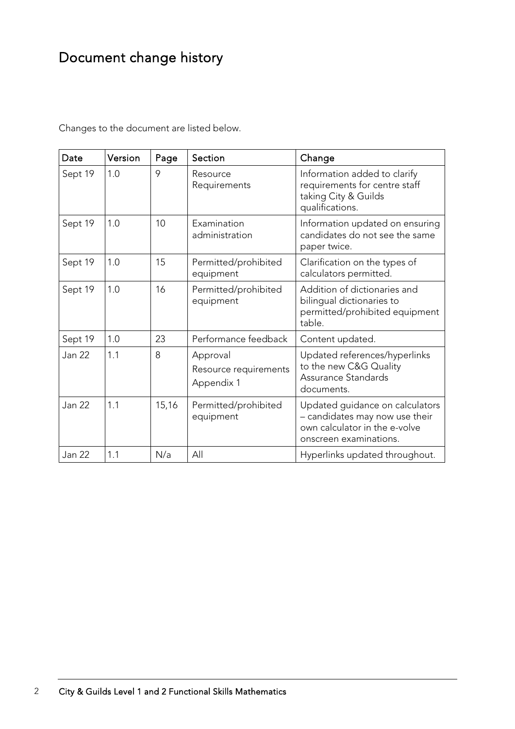# Document change history

Changes to the document are listed below.

| Date | Version | Page | Section | Change |
| --- | --- | --- | --- | --- |
| Sept 19 | 1.0 | 9 | Resource Requirements | Information added to clarify requirements for centre staff taking City & Guilds qualifications. |
| Sept 19 | 1.0 | 10 | Examination administration | Information updated on ensuring candidates do not see the same paper twice. |
| Sept 19 | 1.0 | 15 | Permitted/prohibited equipment | Clarification on the types of calculators permitted. |
| Sept 19 | 1.0 | 16 | Permitted/prohibited equipment | Addition of dictionaries and bilingual dictionaries to permitted/prohibited equipment table. |
| Sept 19 | 1.0 | 23 | Performance feedback | Content updated. |
| Jan 22 | 1.1 | 8 | Approval<br>Resource requirements<br>Appendix 1 | Updated references/hyperlinks to the new C&G Quality Assurance Standards documents. |
| Jan 22 | 1.1 | 15,16 | Permitted/prohibited equipment | Updated guidance on calculators – candidates may now use their own calculator in the e-volve onscreen examinations. |
| Jan 22 | 1.1 | N/a | All | Hyperlinks updated throughout. |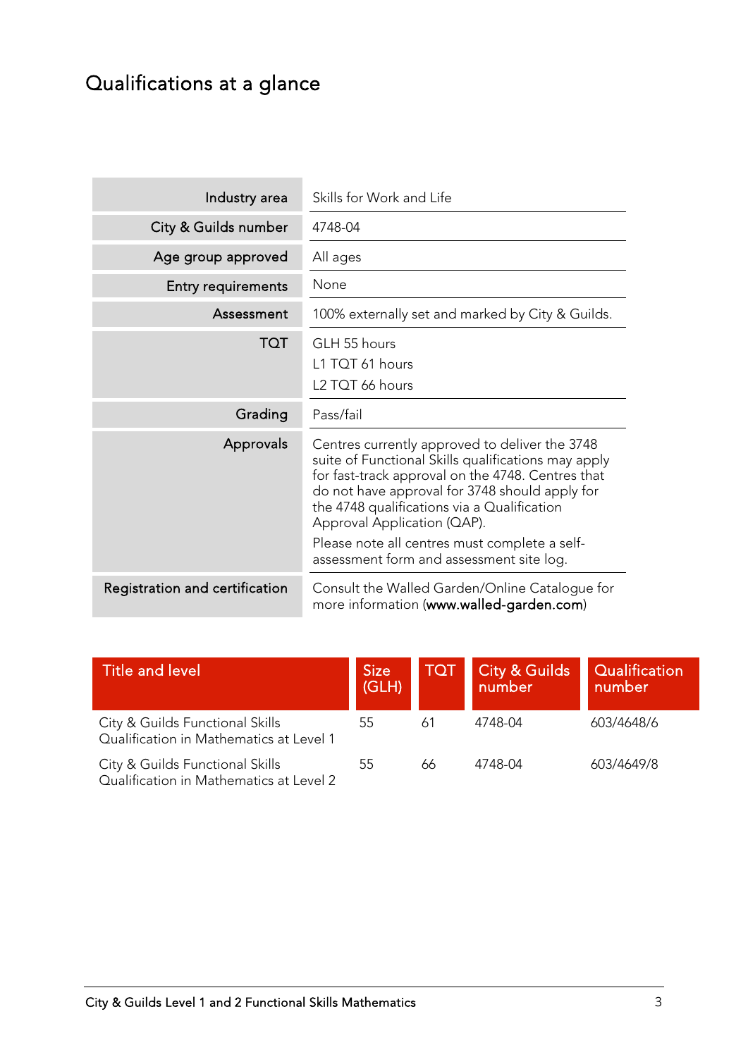# Qualifications at a glance

| | |
|---|---|
| Industry area | Skills for Work and Life |
| City & Guilds number | 4748-04 |
| Age group approved | All ages |
| Entry requirements | None |
| Assessment | 100% externally set and marked by City & Guilds. |
| TQT | GLH 55 hours<br>L1 TQT 61 hours<br>L2 TQT 66 hours |
| Grading | Pass/fail |
| Approvals | Centres currently approved to deliver the 3748 suite of Functional Skills qualifications may apply for fast-track approval on the 4748. Centres that do not have approval for 3748 should apply for the 4748 qualifications via a Qualification Approval Application (QAP).<br>Please note all centres must complete a self-assessment form and assessment site log. |
| Registration and certification | Consult the Walled Garden/Online Catalogue for more information (**www.walled-garden.com**) |

| Title and level | Size (GLH) | TQT | City & Guilds number | Qualification number |
|---|---|---|---|---|
| City & Guilds Functional Skills Qualification in Mathematics at Level 1 | 55 | 61 | 4748-04 | 603/4648/6 |
| City & Guilds Functional Skills Qualification in Mathematics at Level 2 | 55 | 66 | 4748-04 | 603/4649/8 |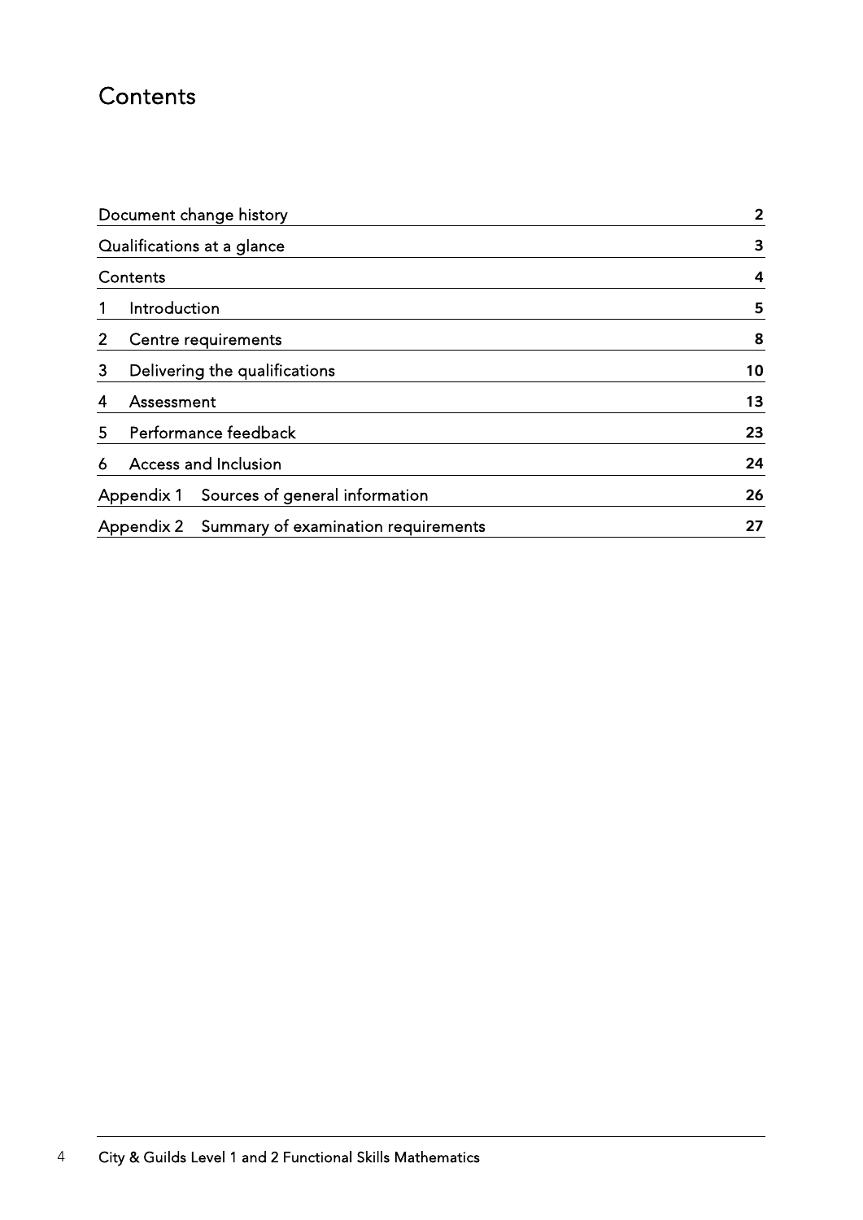# Contents

| | |
|---|---|
| Document change history | **2** |
| Qualifications at a glance | **3** |
| Contents | **4** |
| 1 Introduction | **5** |
| 2 Centre requirements | **8** |
| 3 Delivering the qualifications | **10** |
| 4 Assessment | **13** |
| 5 Performance feedback | **23** |
| 6 Access and Inclusion | **24** |
| Appendix 1 Sources of general information | **26** |
| Appendix 2 Summary of examination requirements | **27** |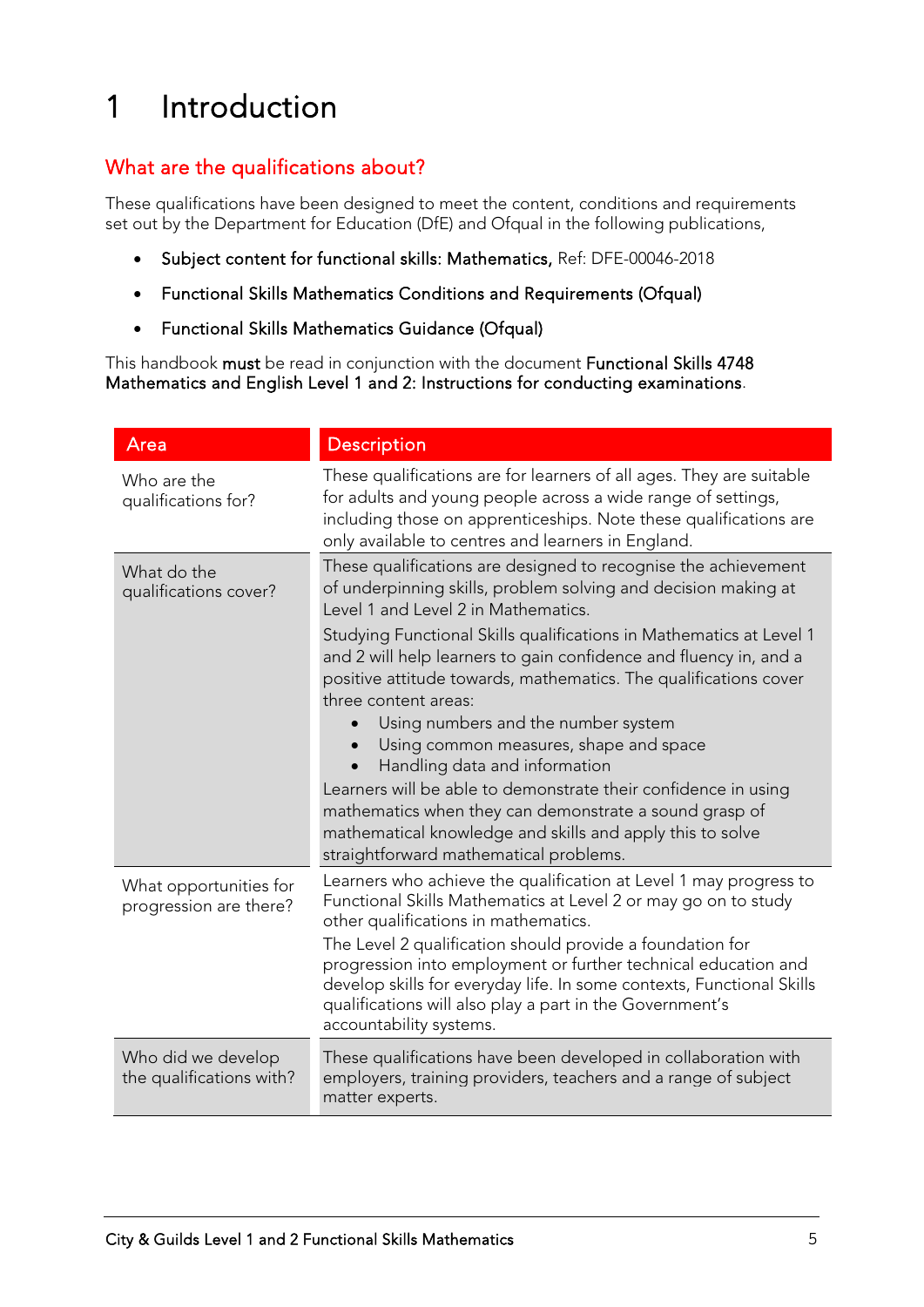# 1 Introduction

## What are the qualifications about?

These qualifications have been designed to meet the content, conditions and requirements set out by the Department for Education (DfE) and Ofqual in the following publications,

- **Subject content for functional skills: Mathematics,** Ref: DFE-00046-2018
- **Functional Skills Mathematics Conditions and Requirements (Ofqual)**
- **Functional Skills Mathematics Guidance (Ofqual)**

This handbook **must** be read in conjunction with the document **Functional Skills 4748 Mathematics and English Level 1 and 2: Instructions for conducting examinations**.

| Area | Description |
|---|---|
| Who are the qualifications for? | These qualifications are for learners of all ages. They are suitable for adults and young people across a wide range of settings, including those on apprenticeships. Note these qualifications are only available to centres and learners in England. |
| What do the qualifications cover? | These qualifications are designed to recognise the achievement of underpinning skills, problem solving and decision making at Level 1 and Level 2 in Mathematics.<br><br>Studying Functional Skills qualifications in Mathematics at Level 1 and 2 will help learners to gain confidence and fluency in, and a positive attitude towards, mathematics. The qualifications cover three content areas:<br>• Using numbers and the number system<br>• Using common measures, shape and space<br>• Handling data and information<br><br>Learners will be able to demonstrate their confidence in using mathematics when they can demonstrate a sound grasp of mathematical knowledge and skills and apply this to solve straightforward mathematical problems. |
| What opportunities for progression are there? | Learners who achieve the qualification at Level 1 may progress to Functional Skills Mathematics at Level 2 or may go on to study other qualifications in mathematics.<br><br>The Level 2 qualification should provide a foundation for progression into employment or further technical education and develop skills for everyday life. In some contexts, Functional Skills qualifications will also play a part in the Government's accountability systems. |
| Who did we develop the qualifications with? | These qualifications have been developed in collaboration with employers, training providers, teachers and a range of subject matter experts. |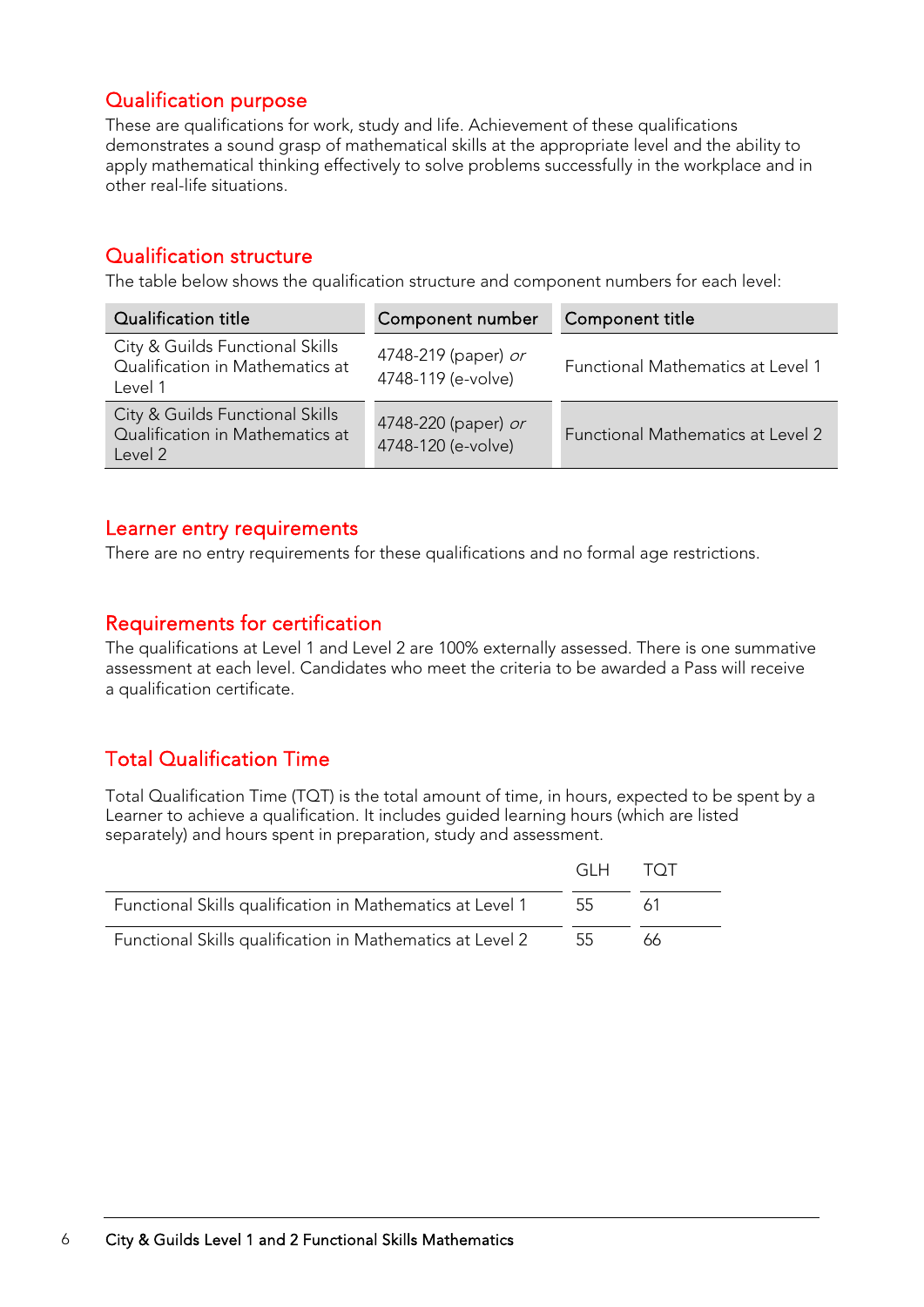## Qualification purpose

These are qualifications for work, study and life. Achievement of these qualifications demonstrates a sound grasp of mathematical skills at the appropriate level and the ability to apply mathematical thinking effectively to solve problems successfully in the workplace and in other real-life situations.

## Qualification structure

The table below shows the qualification structure and component numbers for each level:

| Qualification title | Component number | Component title |
|---|---|---|
| City & Guilds Functional Skills Qualification in Mathematics at Level 1 | 4748-219 (paper) *or* 4748-119 (e-volve) | Functional Mathematics at Level 1 |
| City & Guilds Functional Skills Qualification in Mathematics at Level 2 | 4748-220 (paper) *or* 4748-120 (e-volve) | Functional Mathematics at Level 2 |

## Learner entry requirements

There are no entry requirements for these qualifications and no formal age restrictions.

## Requirements for certification

The qualifications at Level 1 and Level 2 are 100% externally assessed. There is one summative assessment at each level. Candidates who meet the criteria to be awarded a Pass will receive a qualification certificate.

## Total Qualification Time

Total Qualification Time (TQT) is the total amount of time, in hours, expected to be spent by a Learner to achieve a qualification. It includes guided learning hours (which are listed separately) and hours spent in preparation, study and assessment.

| | GLH | TQT |
|---|---|---|
| Functional Skills qualification in Mathematics at Level 1 | 55 | 61 |
| Functional Skills qualification in Mathematics at Level 2 | 55 | 66 |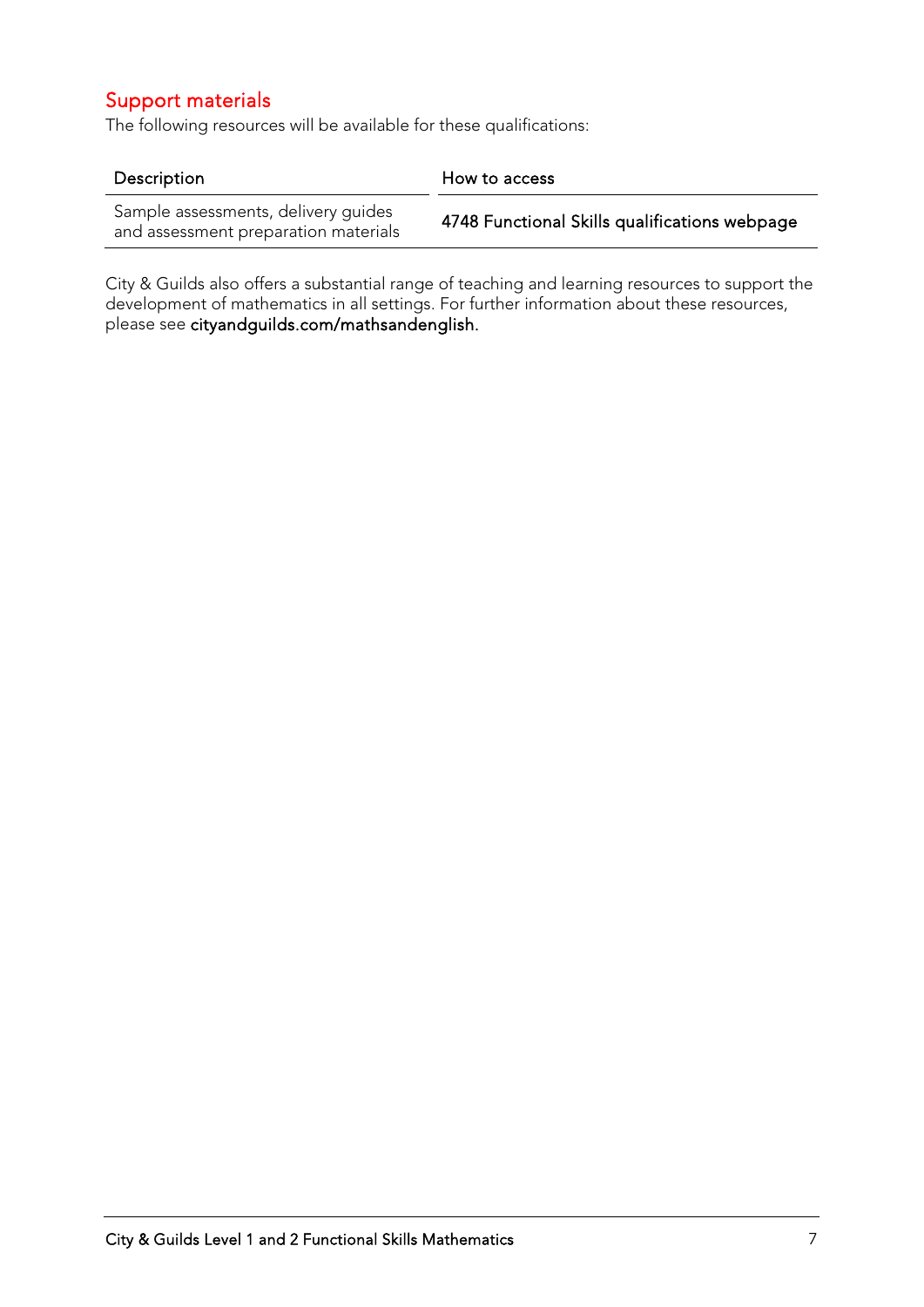## Support materials

The following resources will be available for these qualifications:

| Description | How to access |
|---|---|
| Sample assessments, delivery guides and assessment preparation materials | 4748 Functional Skills qualifications webpage |

City & Guilds also offers a substantial range of teaching and learning resources to support the development of mathematics in all settings. For further information about these resources, please see cityandguilds.com/mathsandenglish.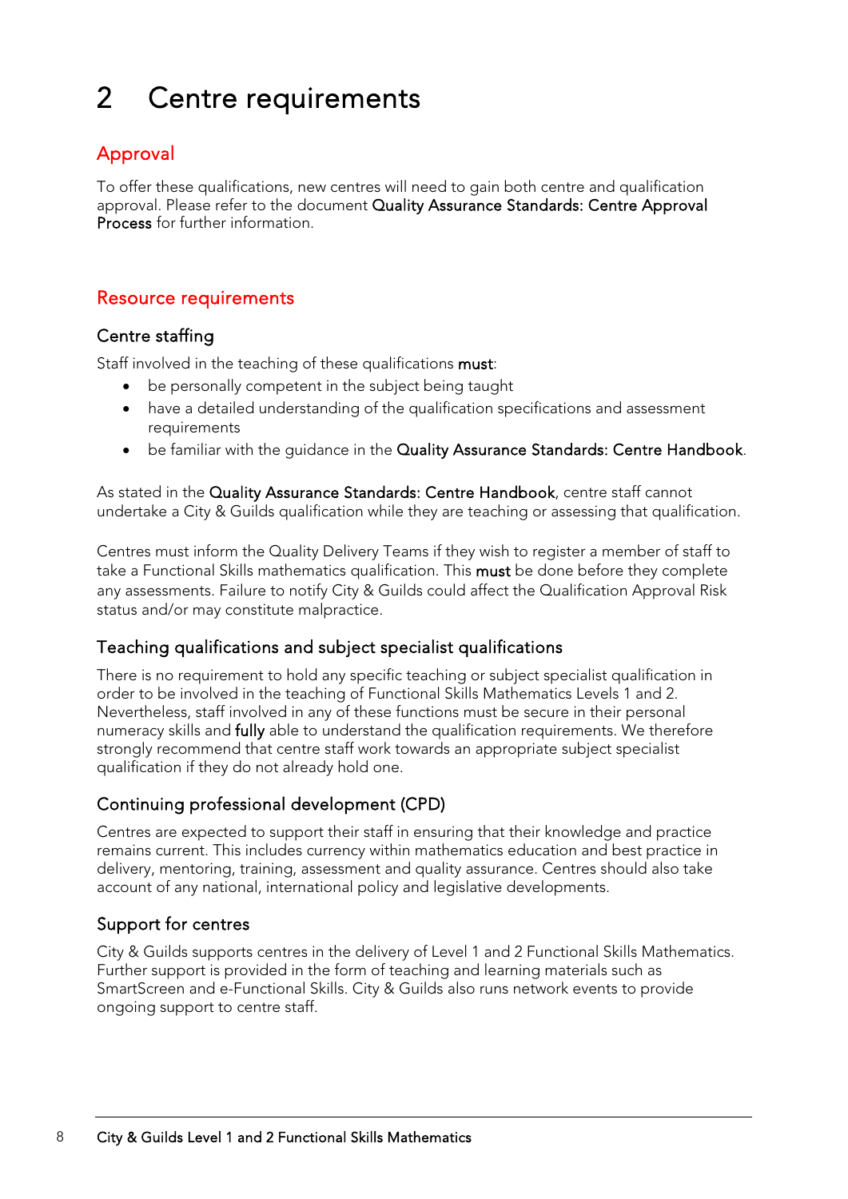# 2 Centre requirements

## Approval

To offer these qualifications, new centres will need to gain both centre and qualification approval. Please refer to the document **Quality Assurance Standards: Centre Approval Process** for further information.

## Resource requirements

### Centre staffing

Staff involved in the teaching of these qualifications **must**:

- be personally competent in the subject being taught
- have a detailed understanding of the qualification specifications and assessment requirements
- be familiar with the guidance in the **Quality Assurance Standards: Centre Handbook**.

As stated in the **Quality Assurance Standards: Centre Handbook**, centre staff cannot undertake a City & Guilds qualification while they are teaching or assessing that qualification.

Centres must inform the Quality Delivery Teams if they wish to register a member of staff to take a Functional Skills mathematics qualification. This **must** be done before they complete any assessments. Failure to notify City & Guilds could affect the Qualification Approval Risk status and/or may constitute malpractice.

### Teaching qualifications and subject specialist qualifications

There is no requirement to hold any specific teaching or subject specialist qualification in order to be involved in the teaching of Functional Skills Mathematics Levels 1 and 2. Nevertheless, staff involved in any of these functions must be secure in their personal numeracy skills and **fully** able to understand the qualification requirements. We therefore strongly recommend that centre staff work towards an appropriate subject specialist qualification if they do not already hold one.

### Continuing professional development (CPD)

Centres are expected to support their staff in ensuring that their knowledge and practice remains current. This includes currency within mathematics education and best practice in delivery, mentoring, training, assessment and quality assurance. Centres should also take account of any national, international policy and legislative developments.

### Support for centres

City & Guilds supports centres in the delivery of Level 1 and 2 Functional Skills Mathematics. Further support is provided in the form of teaching and learning materials such as SmartScreen and e-Functional Skills. City & Guilds also runs network events to provide ongoing support to centre staff.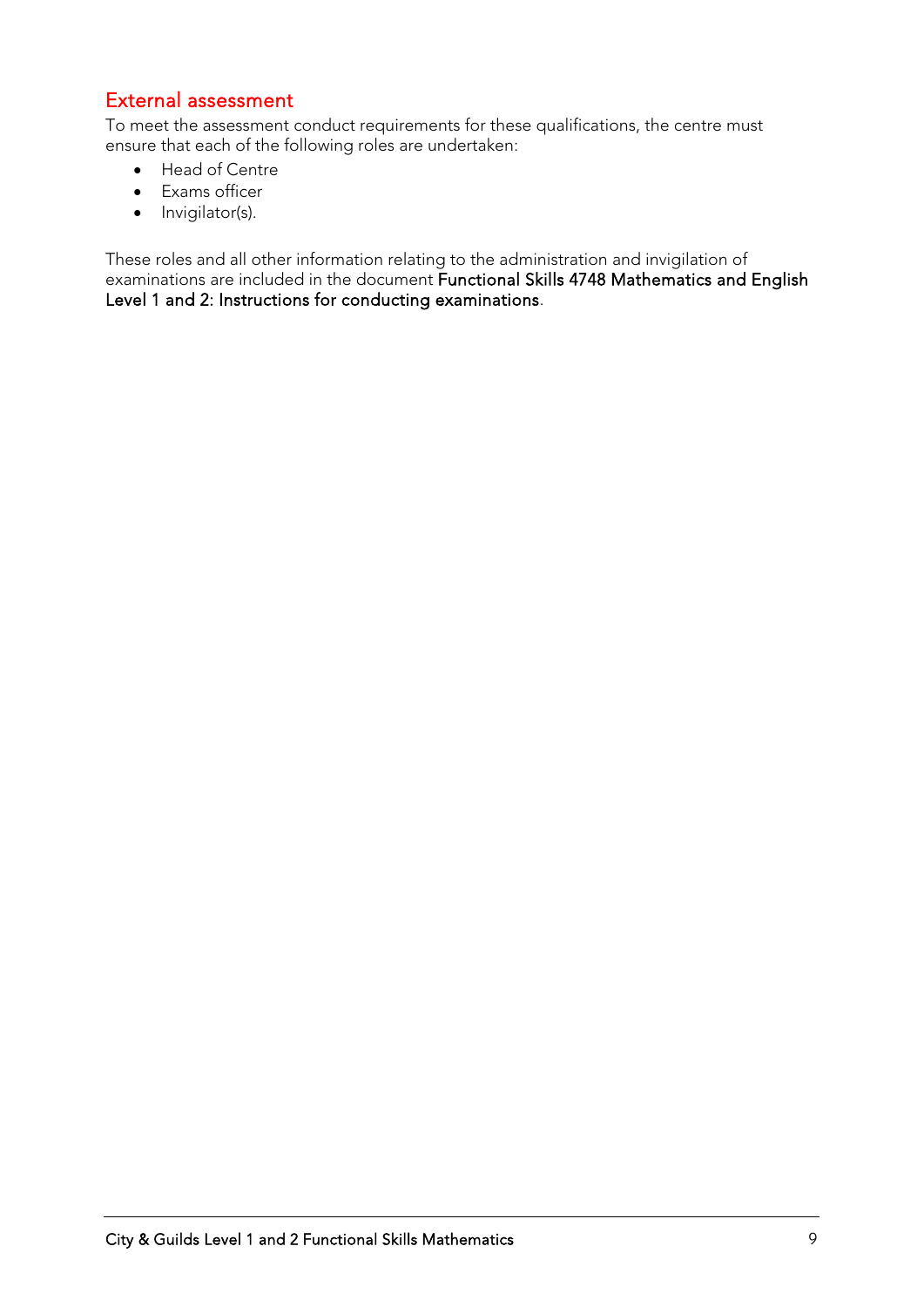## External assessment

To meet the assessment conduct requirements for these qualifications, the centre must ensure that each of the following roles are undertaken:

- Head of Centre
- Exams officer
- Invigilator(s).

These roles and all other information relating to the administration and invigilation of examinations are included in the document **Functional Skills 4748 Mathematics and English Level 1 and 2: Instructions for conducting examinations**.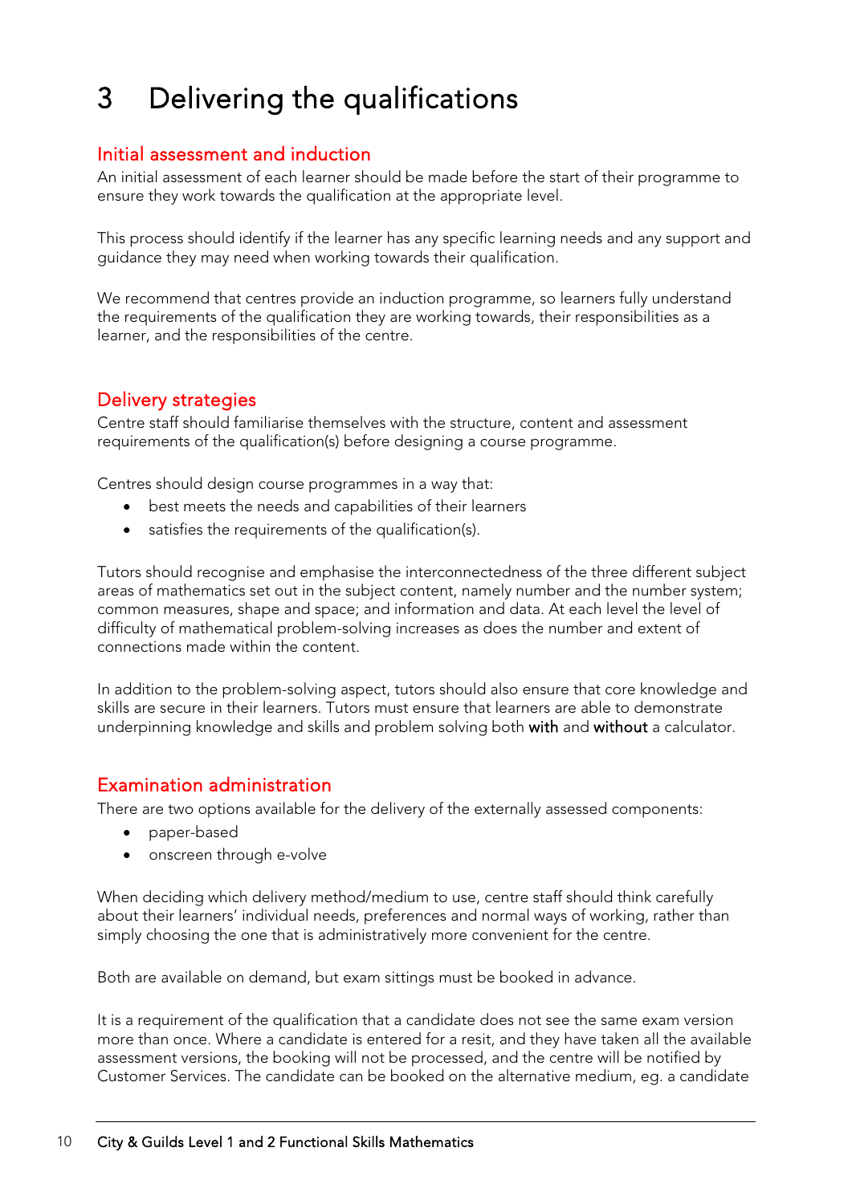# 3 Delivering the qualifications

## Initial assessment and induction

An initial assessment of each learner should be made before the start of their programme to ensure they work towards the qualification at the appropriate level.

This process should identify if the learner has any specific learning needs and any support and guidance they may need when working towards their qualification.

We recommend that centres provide an induction programme, so learners fully understand the requirements of the qualification they are working towards, their responsibilities as a learner, and the responsibilities of the centre.

## Delivery strategies

Centre staff should familiarise themselves with the structure, content and assessment requirements of the qualification(s) before designing a course programme.

Centres should design course programmes in a way that:

- best meets the needs and capabilities of their learners
- satisfies the requirements of the qualification(s).

Tutors should recognise and emphasise the interconnectedness of the three different subject areas of mathematics set out in the subject content, namely number and the number system; common measures, shape and space; and information and data. At each level the level of difficulty of mathematical problem-solving increases as does the number and extent of connections made within the content.

In addition to the problem-solving aspect, tutors should also ensure that core knowledge and skills are secure in their learners. Tutors must ensure that learners are able to demonstrate underpinning knowledge and skills and problem solving both **with** and **without** a calculator.

## Examination administration

There are two options available for the delivery of the externally assessed components:

- paper-based
- onscreen through e-volve

When deciding which delivery method/medium to use, centre staff should think carefully about their learners' individual needs, preferences and normal ways of working, rather than simply choosing the one that is administratively more convenient for the centre.

Both are available on demand, but exam sittings must be booked in advance.

It is a requirement of the qualification that a candidate does not see the same exam version more than once. Where a candidate is entered for a resit, and they have taken all the available assessment versions, the booking will not be processed, and the centre will be notified by Customer Services. The candidate can be booked on the alternative medium, eg. a candidate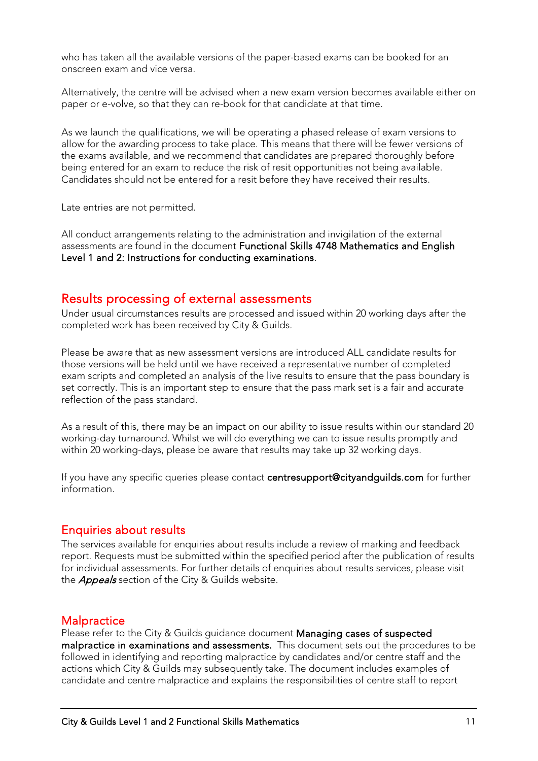who has taken all the available versions of the paper-based exams can be booked for an onscreen exam and vice versa.

Alternatively, the centre will be advised when a new exam version becomes available either on paper or e-volve, so that they can re-book for that candidate at that time.

As we launch the qualifications, we will be operating a phased release of exam versions to allow for the awarding process to take place. This means that there will be fewer versions of the exams available, and we recommend that candidates are prepared thoroughly before being entered for an exam to reduce the risk of resit opportunities not being available. Candidates should not be entered for a resit before they have received their results.

Late entries are not permitted.

All conduct arrangements relating to the administration and invigilation of the external assessments are found in the document **Functional Skills 4748 Mathematics and English Level 1 and 2: Instructions for conducting examinations**.

## Results processing of external assessments

Under usual circumstances results are processed and issued within 20 working days after the completed work has been received by City & Guilds.

Please be aware that as new assessment versions are introduced ALL candidate results for those versions will be held until we have received a representative number of completed exam scripts and completed an analysis of the live results to ensure that the pass boundary is set correctly. This is an important step to ensure that the pass mark set is a fair and accurate reflection of the pass standard.

As a result of this, there may be an impact on our ability to issue results within our standard 20 working-day turnaround. Whilst we will do everything we can to issue results promptly and within 20 working-days, please be aware that results may take up 32 working days.

If you have any specific queries please contact **centresupport@cityandguilds.com** for further information.

## Enquiries about results

The services available for enquiries about results include a review of marking and feedback report. Requests must be submitted within the specified period after the publication of results for individual assessments. For further details of enquiries about results services, please visit the *Appeals* section of the City & Guilds website.

## Malpractice

Please refer to the City & Guilds guidance document **Managing cases of suspected malpractice in examinations and assessments.** This document sets out the procedures to be followed in identifying and reporting malpractice by candidates and/or centre staff and the actions which City & Guilds may subsequently take. The document includes examples of candidate and centre malpractice and explains the responsibilities of centre staff to report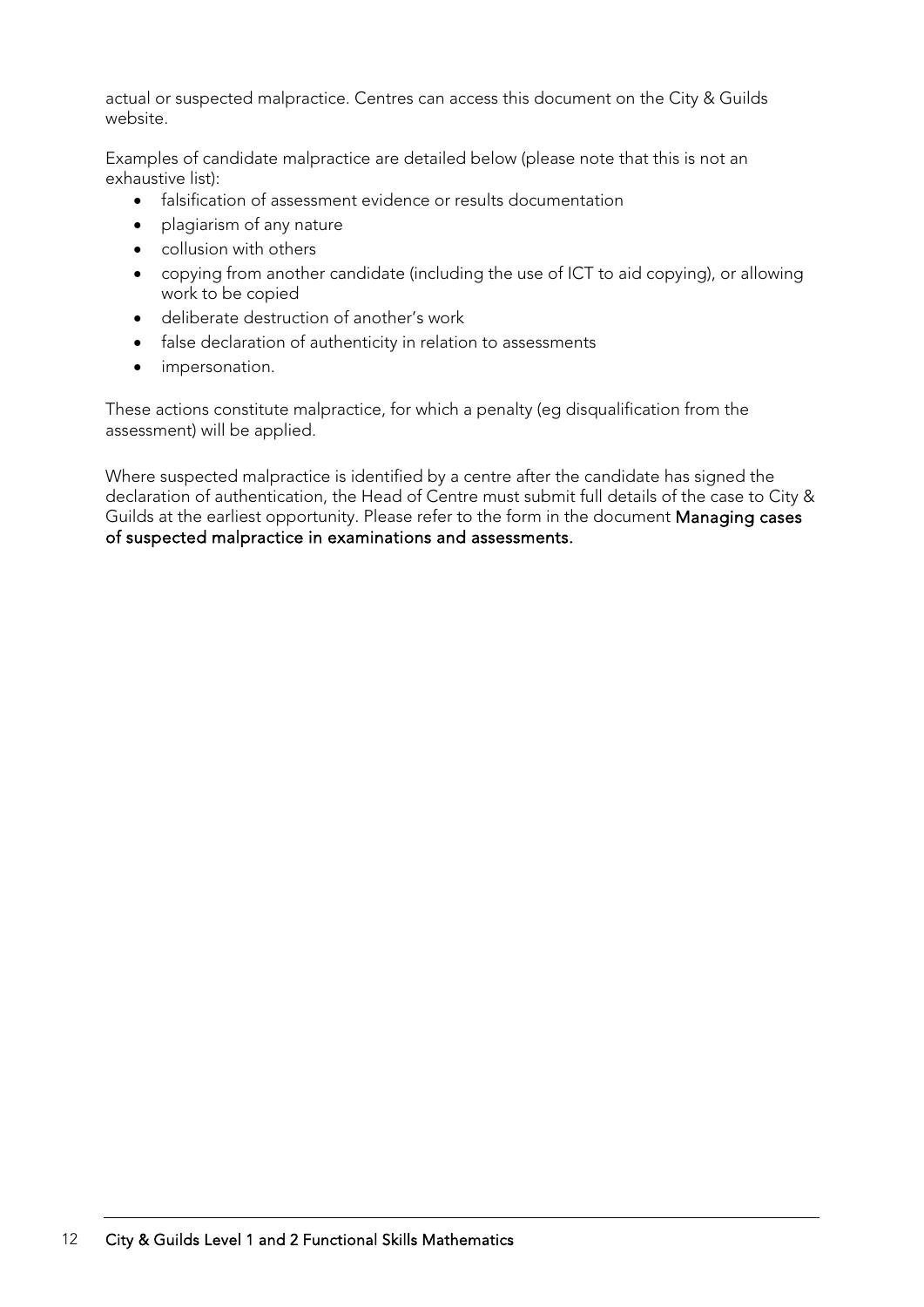actual or suspected malpractice. Centres can access this document on the City & Guilds website.

Examples of candidate malpractice are detailed below (please note that this is not an exhaustive list):

- falsification of assessment evidence or results documentation
- plagiarism of any nature
- collusion with others
- copying from another candidate (including the use of ICT to aid copying), or allowing work to be copied
- deliberate destruction of another's work
- false declaration of authenticity in relation to assessments
- impersonation.

These actions constitute malpractice, for which a penalty (eg disqualification from the assessment) will be applied.

Where suspected malpractice is identified by a centre after the candidate has signed the declaration of authentication, the Head of Centre must submit full details of the case to City & Guilds at the earliest opportunity. Please refer to the form in the document **Managing cases of suspected malpractice in examinations and assessments.**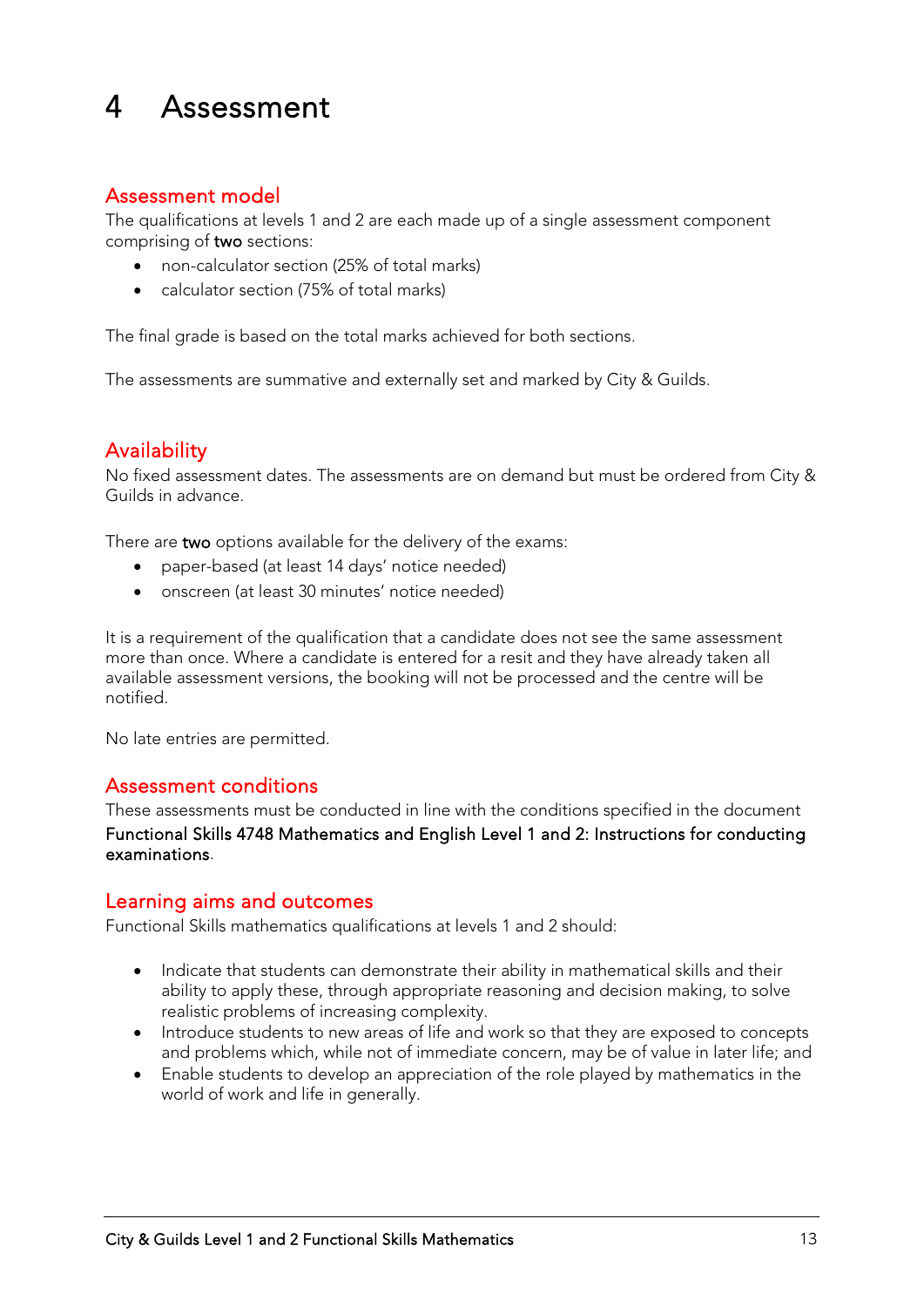# 4 Assessment

## Assessment model

The qualifications at levels 1 and 2 are each made up of a single assessment component comprising of **two** sections:

- non-calculator section (25% of total marks)
- calculator section (75% of total marks)

The final grade is based on the total marks achieved for both sections.

The assessments are summative and externally set and marked by City & Guilds.

## Availability

No fixed assessment dates. The assessments are on demand but must be ordered from City & Guilds in advance.

There are **two** options available for the delivery of the exams:

- paper-based (at least 14 days' notice needed)
- onscreen (at least 30 minutes' notice needed)

It is a requirement of the qualification that a candidate does not see the same assessment more than once. Where a candidate is entered for a resit and they have already taken all available assessment versions, the booking will not be processed and the centre will be notified.

No late entries are permitted.

## Assessment conditions

These assessments must be conducted in line with the conditions specified in the document **Functional Skills 4748 Mathematics and English Level 1 and 2: Instructions for conducting examinations**.

## Learning aims and outcomes

Functional Skills mathematics qualifications at levels 1 and 2 should:

- Indicate that students can demonstrate their ability in mathematical skills and their ability to apply these, through appropriate reasoning and decision making, to solve realistic problems of increasing complexity.
- Introduce students to new areas of life and work so that they are exposed to concepts and problems which, while not of immediate concern, may be of value in later life; and
- Enable students to develop an appreciation of the role played by mathematics in the world of work and life in generally.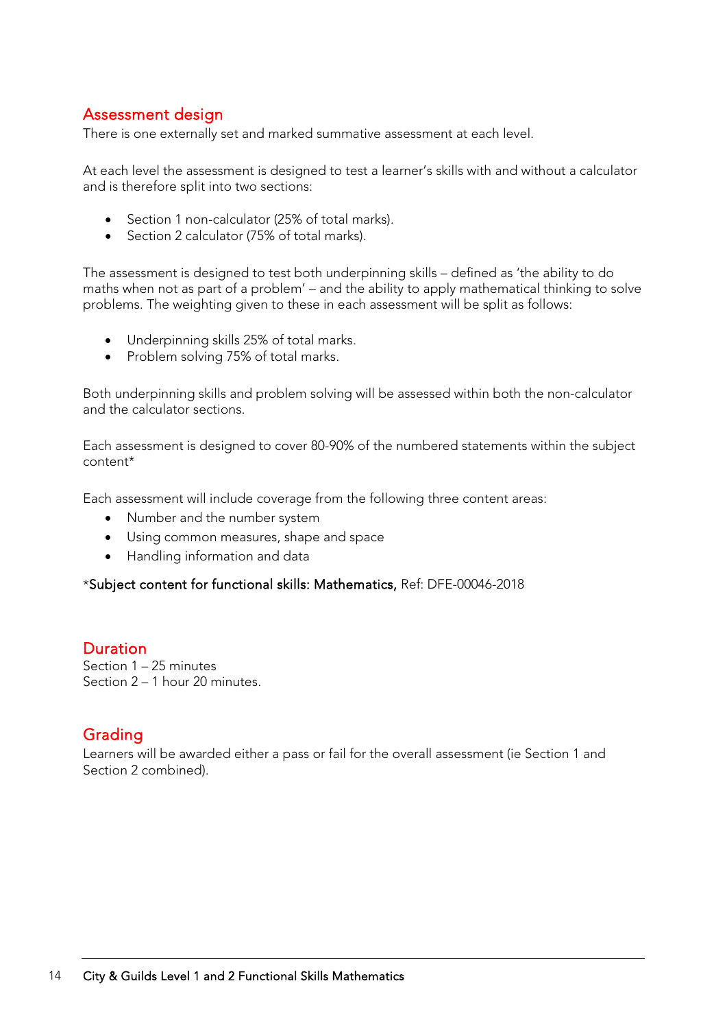## Assessment design

There is one externally set and marked summative assessment at each level.

At each level the assessment is designed to test a learner's skills with and without a calculator and is therefore split into two sections:

- Section 1 non-calculator (25% of total marks).
- Section 2 calculator (75% of total marks).

The assessment is designed to test both underpinning skills – defined as 'the ability to do maths when not as part of a problem' – and the ability to apply mathematical thinking to solve problems. The weighting given to these in each assessment will be split as follows:

- Underpinning skills 25% of total marks.
- Problem solving 75% of total marks.

Both underpinning skills and problem solving will be assessed within both the non-calculator and the calculator sections.

Each assessment is designed to cover 80-90% of the numbered statements within the subject content*

Each assessment will include coverage from the following three content areas:

- Number and the number system
- Using common measures, shape and space
- Handling information and data

*Subject content for functional skills: Mathematics, Ref: DFE-00046-2018

## Duration

Section 1 – 25 minutes
Section 2 – 1 hour 20 minutes.

## Grading

Learners will be awarded either a pass or fail for the overall assessment (ie Section 1 and Section 2 combined).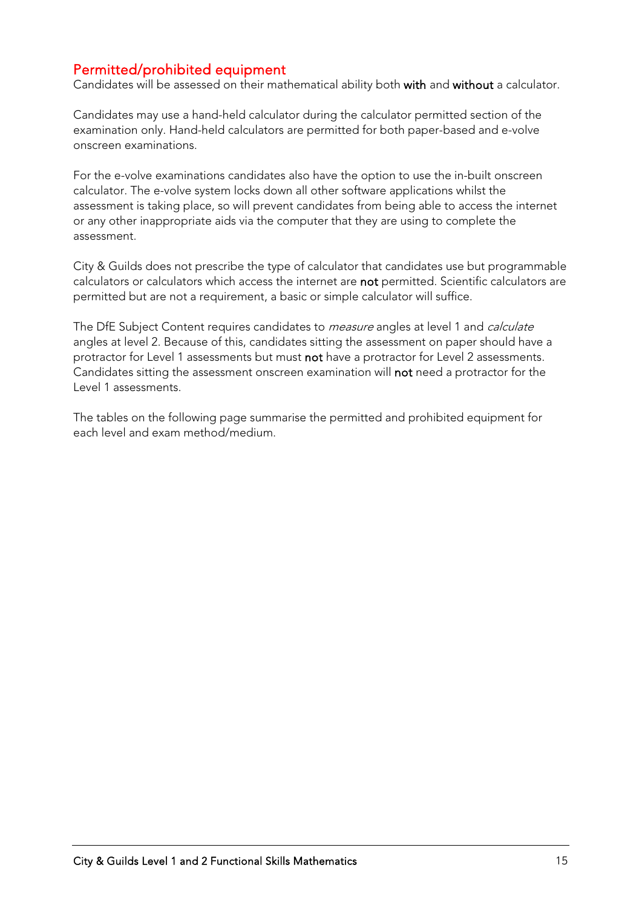## Permitted/prohibited equipment

Candidates will be assessed on their mathematical ability both **with** and **without** a calculator.

Candidates may use a hand-held calculator during the calculator permitted section of the examination only. Hand-held calculators are permitted for both paper-based and e-volve onscreen examinations.

For the e-volve examinations candidates also have the option to use the in-built onscreen calculator. The e-volve system locks down all other software applications whilst the assessment is taking place, so will prevent candidates from being able to access the internet or any other inappropriate aids via the computer that they are using to complete the assessment.

City & Guilds does not prescribe the type of calculator that candidates use but programmable calculators or calculators which access the internet are **not** permitted. Scientific calculators are permitted but are not a requirement, a basic or simple calculator will suffice.

The DfE Subject Content requires candidates to *measure* angles at level 1 and *calculate* angles at level 2. Because of this, candidates sitting the assessment on paper should have a protractor for Level 1 assessments but must **not** have a protractor for Level 2 assessments. Candidates sitting the assessment onscreen examination will **not** need a protractor for the Level 1 assessments.

The tables on the following page summarise the permitted and prohibited equipment for each level and exam method/medium.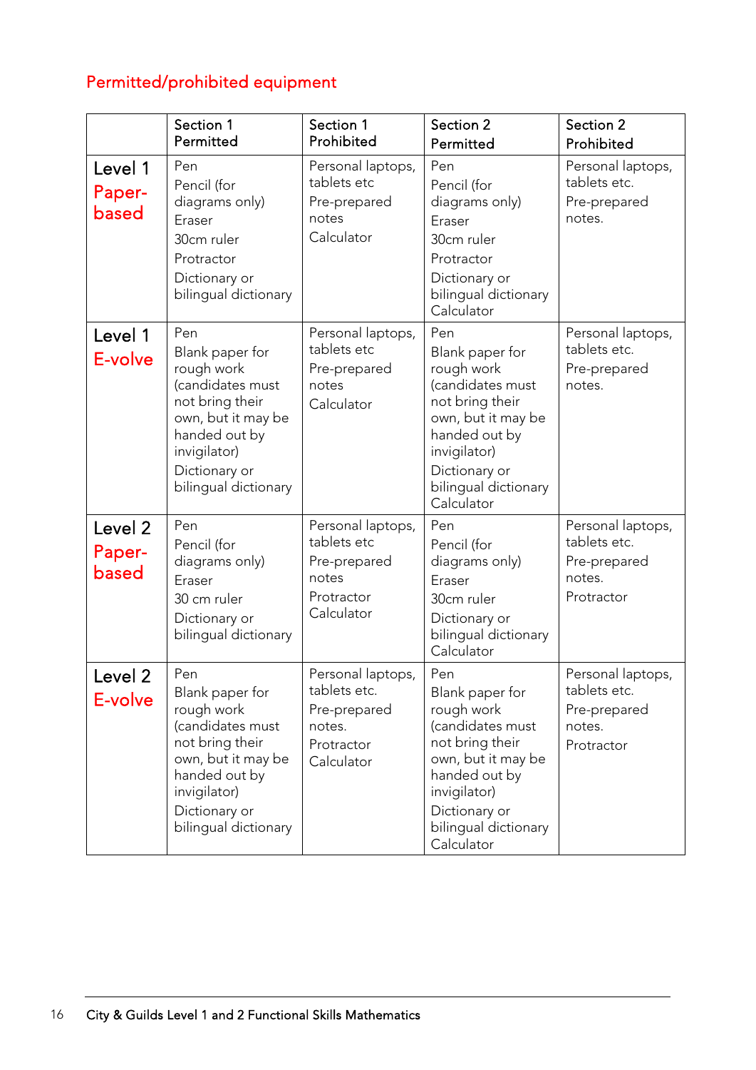## Permitted/prohibited equipment

| | Section 1 Permitted | Section 1 Prohibited | Section 2 Permitted | Section 2 Prohibited |
|---|---|---|---|---|
| Level 1 Paper-based | Pen<br>Pencil (for diagrams only)<br>Eraser<br>30cm ruler<br>Protractor<br>Dictionary or bilingual dictionary | Personal laptops, tablets etc<br>Pre-prepared notes<br>Calculator | Pen<br>Pencil (for diagrams only)<br>Eraser<br>30cm ruler<br>Protractor<br>Dictionary or bilingual dictionary<br>Calculator | Personal laptops, tablets etc.<br>Pre-prepared notes. |
| Level 1 E-volve | Pen<br>Blank paper for rough work (candidates must not bring their own, but it may be handed out by invigilator)<br>Dictionary or bilingual dictionary | Personal laptops, tablets etc<br>Pre-prepared notes<br>Calculator | Pen<br>Blank paper for rough work (candidates must not bring their own, but it may be handed out by invigilator)<br>Dictionary or bilingual dictionary<br>Calculator | Personal laptops, tablets etc.<br>Pre-prepared notes. |
| Level 2 Paper-based | Pen<br>Pencil (for diagrams only)<br>Eraser<br>30 cm ruler<br>Dictionary or bilingual dictionary | Personal laptops, tablets etc<br>Pre-prepared notes<br>Protractor<br>Calculator | Pen<br>Pencil (for diagrams only)<br>Eraser<br>30cm ruler<br>Dictionary or bilingual dictionary<br>Calculator | Personal laptops, tablets etc.<br>Pre-prepared notes.<br>Protractor |
| Level 2 E-volve | Pen<br>Blank paper for rough work (candidates must not bring their own, but it may be handed out by invigilator)<br>Dictionary or bilingual dictionary | Personal laptops, tablets etc.<br>Pre-prepared notes.<br>Protractor<br>Calculator | Pen<br>Blank paper for rough work (candidates must not bring their own, but it may be handed out by invigilator)<br>Dictionary or bilingual dictionary<br>Calculator | Personal laptops, tablets etc.<br>Pre-prepared notes.<br>Protractor |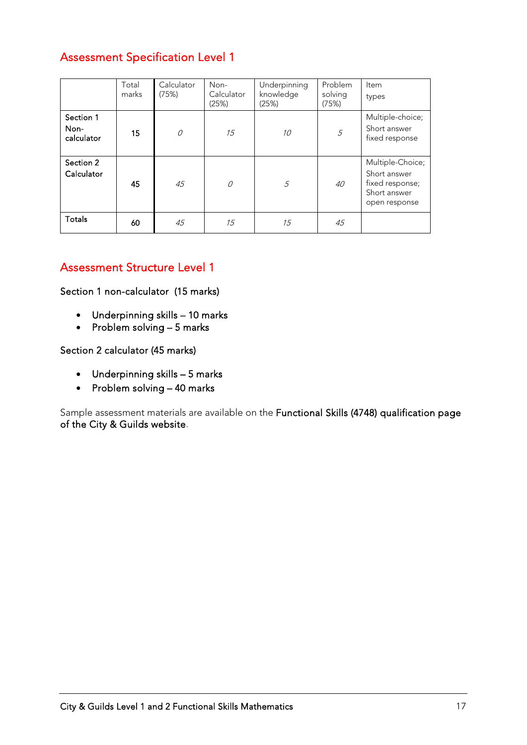## Assessment Specification Level 1

| | Total marks | Calculator (75%) | Non-Calculator (25%) | Underpinning knowledge (25%) | Problem solving (75%) | Item types |
|---|---|---|---|---|---|---|
| Section 1 Non-calculator | **15** | *0* | *15* | *10* | *5* | Multiple-choice; Short answer fixed response |
| Section 2 Calculator | **45** | *45* | *0* | *5* | *40* | Multiple-Choice; Short answer fixed response; Short answer open response |
| Totals | **60** | *45* | *15* | *15* | *45* | |

## Assessment Structure Level 1

Section 1 non-calculator (15 marks)

- Underpinning skills – 10 marks
- Problem solving – 5 marks

Section 2 calculator (45 marks)

- Underpinning skills – 5 marks
- Problem solving – 40 marks

Sample assessment materials are available on the **Functional Skills (4748) qualification page of the City & Guilds website**.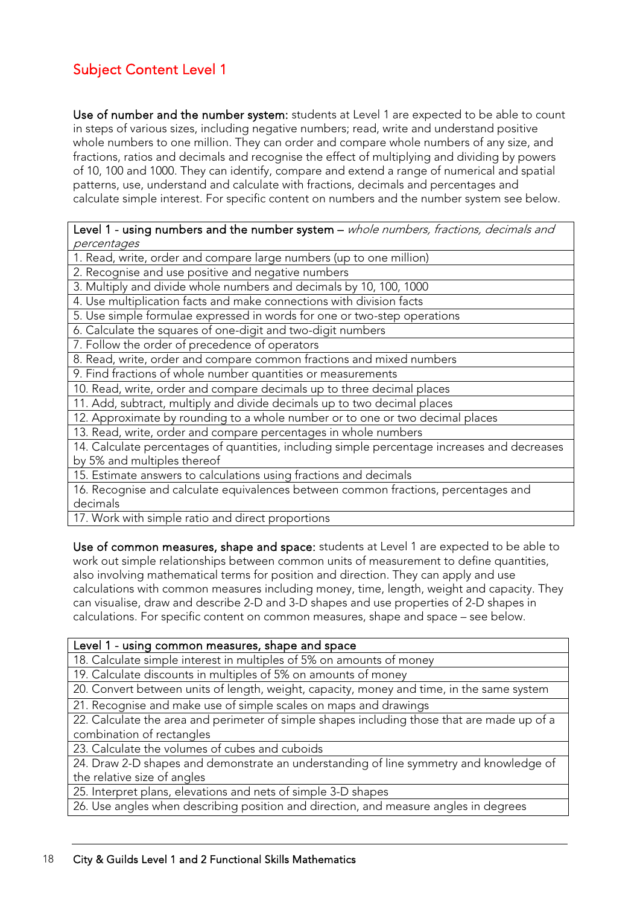## Subject Content Level 1

**Use of number and the number system:** students at Level 1 are expected to be able to count in steps of various sizes, including negative numbers; read, write and understand positive whole numbers to one million. They can order and compare whole numbers of any size, and fractions, ratios and decimals and recognise the effect of multiplying and dividing by powers of 10, 100 and 1000. They can identify, compare and extend a range of numerical and spatial patterns, use, understand and calculate with fractions, decimals and percentages and calculate simple interest. For specific content on numbers and the number system see below.

| Level 1 - using numbers and the number system – *whole numbers, fractions, decimals and percentages* |
|---|
| 1. Read, write, order and compare large numbers (up to one million) |
| 2. Recognise and use positive and negative numbers |
| 3. Multiply and divide whole numbers and decimals by 10, 100, 1000 |
| 4. Use multiplication facts and make connections with division facts |
| 5. Use simple formulae expressed in words for one or two-step operations |
| 6. Calculate the squares of one-digit and two-digit numbers |
| 7. Follow the order of precedence of operators |
| 8. Read, write, order and compare common fractions and mixed numbers |
| 9. Find fractions of whole number quantities or measurements |
| 10. Read, write, order and compare decimals up to three decimal places |
| 11. Add, subtract, multiply and divide decimals up to two decimal places |
| 12. Approximate by rounding to a whole number or to one or two decimal places |
| 13. Read, write, order and compare percentages in whole numbers |
| 14. Calculate percentages of quantities, including simple percentage increases and decreases by 5% and multiples thereof |
| 15. Estimate answers to calculations using fractions and decimals |
| 16. Recognise and calculate equivalences between common fractions, percentages and decimals |
| 17. Work with simple ratio and direct proportions |

**Use of common measures, shape and space:** students at Level 1 are expected to be able to work out simple relationships between common units of measurement to define quantities, also involving mathematical terms for position and direction. They can apply and use calculations with common measures including money, time, length, weight and capacity. They can visualise, draw and describe 2-D and 3-D shapes and use properties of 2-D shapes in calculations. For specific content on common measures, shape and space – see below.

| Level 1 - using common measures, shape and space |
|---|
| 18. Calculate simple interest in multiples of 5% on amounts of money |
| 19. Calculate discounts in multiples of 5% on amounts of money |
| 20. Convert between units of length, weight, capacity, money and time, in the same system |
| 21. Recognise and make use of simple scales on maps and drawings |
| 22. Calculate the area and perimeter of simple shapes including those that are made up of a combination of rectangles |
| 23. Calculate the volumes of cubes and cuboids |
| 24. Draw 2-D shapes and demonstrate an understanding of line symmetry and knowledge of the relative size of angles |
| 25. Interpret plans, elevations and nets of simple 3-D shapes |
| 26. Use angles when describing position and direction, and measure angles in degrees |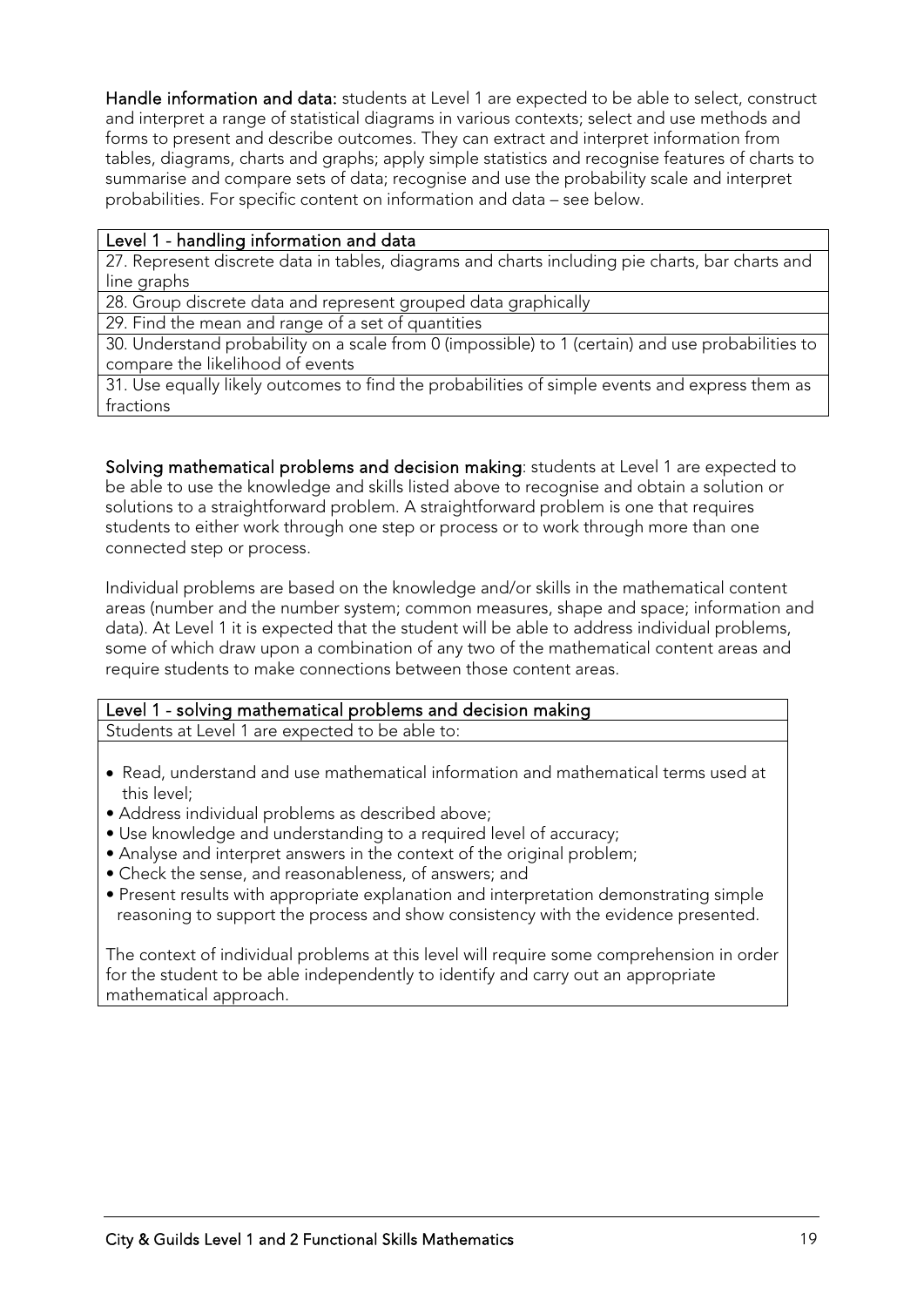**Handle information and data:** students at Level 1 are expected to be able to select, construct and interpret a range of statistical diagrams in various contexts; select and use methods and forms to present and describe outcomes. They can extract and interpret information from tables, diagrams, charts and graphs; apply simple statistics and recognise features of charts to summarise and compare sets of data; recognise and use the probability scale and interpret probabilities. For specific content on information and data – see below.

| Level 1 - handling information and data |
|---|
| 27. Represent discrete data in tables, diagrams and charts including pie charts, bar charts and line graphs |
| 28. Group discrete data and represent grouped data graphically |
| 29. Find the mean and range of a set of quantities |
| 30. Understand probability on a scale from 0 (impossible) to 1 (certain) and use probabilities to compare the likelihood of events |
| 31. Use equally likely outcomes to find the probabilities of simple events and express them as fractions |

**Solving mathematical problems and decision making**: students at Level 1 are expected to be able to use the knowledge and skills listed above to recognise and obtain a solution or solutions to a straightforward problem. A straightforward problem is one that requires students to either work through one step or process or to work through more than one connected step or process.

Individual problems are based on the knowledge and/or skills in the mathematical content areas (number and the number system; common measures, shape and space; information and data). At Level 1 it is expected that the student will be able to address individual problems, some of which draw upon a combination of any two of the mathematical content areas and require students to make connections between those content areas.

| Level 1 - solving mathematical problems and decision making |
|---|
| Students at Level 1 are expected to be able to: |
| • Read, understand and use mathematical information and mathematical terms used at this level;<br>• Address individual problems as described above;<br>• Use knowledge and understanding to a required level of accuracy;<br>• Analyse and interpret answers in the context of the original problem;<br>• Check the sense, and reasonableness, of answers; and<br>• Present results with appropriate explanation and interpretation demonstrating simple reasoning to support the process and show consistency with the evidence presented.<br><br>The context of individual problems at this level will require some comprehension in order for the student to be able independently to identify and carry out an appropriate mathematical approach. |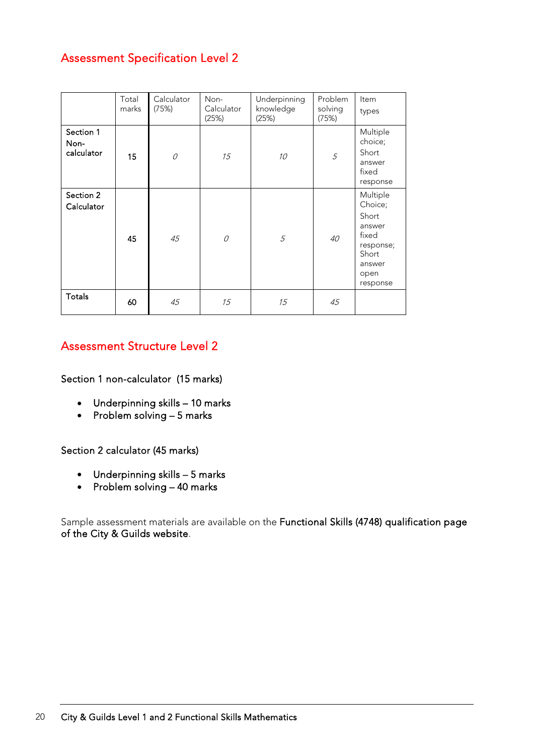## Assessment Specification Level 2

| | Total marks | Calculator (75%) | Non-Calculator (25%) | Underpinning knowledge (25%) | Problem solving (75%) | Item types |
|---|---|---|---|---|---|---|
| Section 1 Non-calculator | 15 | *0* | *15* | *10* | *5* | Multiple choice; Short answer fixed response |
| Section 2 Calculator | 45 | *45* | *0* | *5* | *40* | Multiple Choice; Short answer fixed response; Short answer open response |
| Totals | 60 | *45* | *15* | *15* | *45* | |

## Assessment Structure Level 2

Section 1 non-calculator (15 marks)

- Underpinning skills – 10 marks
- Problem solving – 5 marks

Section 2 calculator (45 marks)

- Underpinning skills – 5 marks
- Problem solving – 40 marks

Sample assessment materials are available on the **Functional Skills (4748) qualification page of the City & Guilds website**.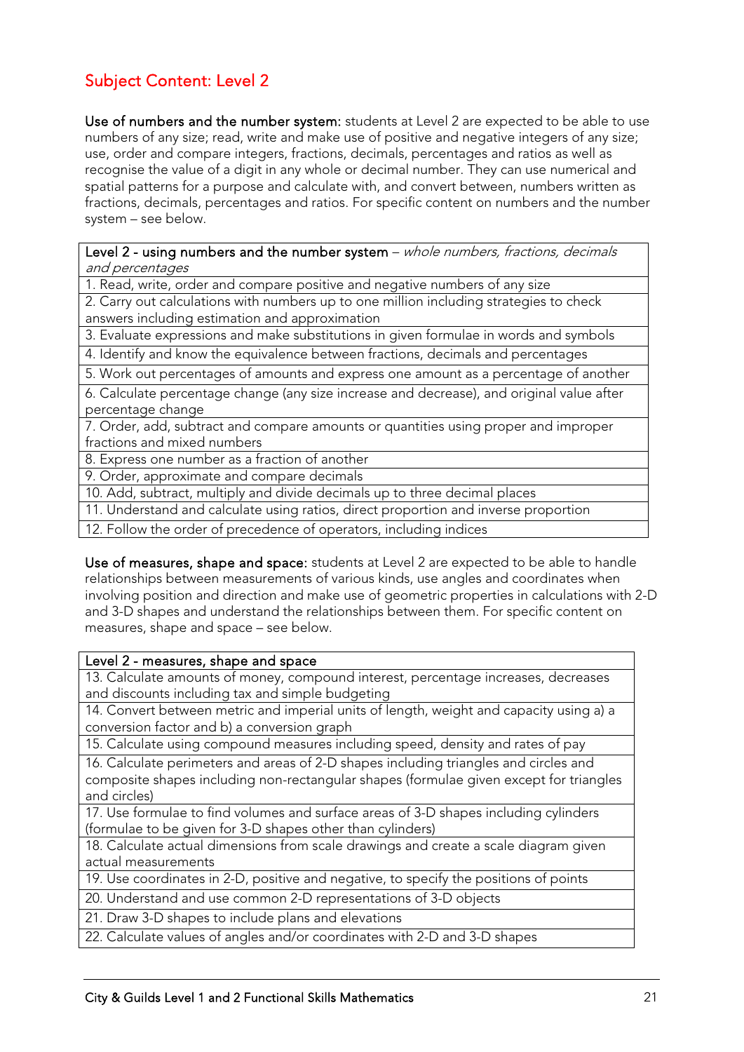## Subject Content: Level 2

**Use of numbers and the number system:** students at Level 2 are expected to be able to use numbers of any size; read, write and make use of positive and negative integers of any size; use, order and compare integers, fractions, decimals, percentages and ratios as well as recognise the value of a digit in any whole or decimal number. They can use numerical and spatial patterns for a purpose and calculate with, and convert between, numbers written as fractions, decimals, percentages and ratios. For specific content on numbers and the number system – see below.

| **Level 2 - using numbers and the number system** – *whole numbers, fractions, decimals and percentages* |
|---|
| 1. Read, write, order and compare positive and negative numbers of any size |
| 2. Carry out calculations with numbers up to one million including strategies to check answers including estimation and approximation |
| 3. Evaluate expressions and make substitutions in given formulae in words and symbols |
| 4. Identify and know the equivalence between fractions, decimals and percentages |
| 5. Work out percentages of amounts and express one amount as a percentage of another |
| 6. Calculate percentage change (any size increase and decrease), and original value after percentage change |
| 7. Order, add, subtract and compare amounts or quantities using proper and improper fractions and mixed numbers |
| 8. Express one number as a fraction of another |
| 9. Order, approximate and compare decimals |
| 10. Add, subtract, multiply and divide decimals up to three decimal places |
| 11. Understand and calculate using ratios, direct proportion and inverse proportion |
| 12. Follow the order of precedence of operators, including indices |

**Use of measures, shape and space:** students at Level 2 are expected to be able to handle relationships between measurements of various kinds, use angles and coordinates when involving position and direction and make use of geometric properties in calculations with 2-D and 3-D shapes and understand the relationships between them. For specific content on measures, shape and space – see below.

| **Level 2 - measures, shape and space** |
|---|
| 13. Calculate amounts of money, compound interest, percentage increases, decreases and discounts including tax and simple budgeting |
| 14. Convert between metric and imperial units of length, weight and capacity using a) a conversion factor and b) a conversion graph |
| 15. Calculate using compound measures including speed, density and rates of pay |
| 16. Calculate perimeters and areas of 2-D shapes including triangles and circles and composite shapes including non-rectangular shapes (formulae given except for triangles and circles) |
| 17. Use formulae to find volumes and surface areas of 3-D shapes including cylinders (formulae to be given for 3-D shapes other than cylinders) |
| 18. Calculate actual dimensions from scale drawings and create a scale diagram given actual measurements |
| 19. Use coordinates in 2-D, positive and negative, to specify the positions of points |
| 20. Understand and use common 2-D representations of 3-D objects |
| 21. Draw 3-D shapes to include plans and elevations |
| 22. Calculate values of angles and/or coordinates with 2-D and 3-D shapes |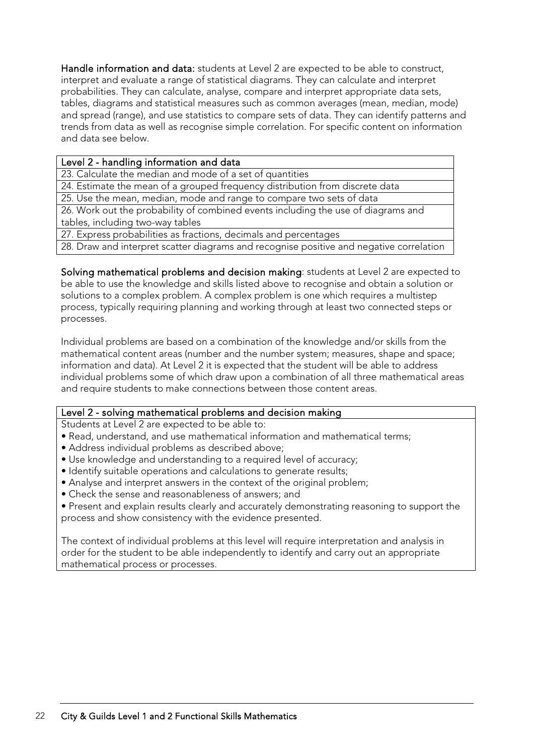**Handle information and data:** students at Level 2 are expected to be able to construct, interpret and evaluate a range of statistical diagrams. They can calculate and interpret probabilities. They can calculate, analyse, compare and interpret appropriate data sets, tables, diagrams and statistical measures such as common averages (mean, median, mode) and spread (range), and use statistics to compare sets of data. They can identify patterns and trends from data as well as recognise simple correlation. For specific content on information and data see below.

| Level 2 - handling information and data |
|---|
| 23. Calculate the median and mode of a set of quantities |
| 24. Estimate the mean of a grouped frequency distribution from discrete data |
| 25. Use the mean, median, mode and range to compare two sets of data |
| 26. Work out the probability of combined events including the use of diagrams and tables, including two-way tables |
| 27. Express probabilities as fractions, decimals and percentages |
| 28. Draw and interpret scatter diagrams and recognise positive and negative correlation |

**Solving mathematical problems and decision making**: students at Level 2 are expected to be able to use the knowledge and skills listed above to recognise and obtain a solution or solutions to a complex problem. A complex problem is one which requires a multistep process, typically requiring planning and working through at least two connected steps or processes.

Individual problems are based on a combination of the knowledge and/or skills from the mathematical content areas (number and the number system; measures, shape and space; information and data). At Level 2 it is expected that the student will be able to address individual problems some of which draw upon a combination of all three mathematical areas and require students to make connections between those content areas.

**Level 2 - solving mathematical problems and decision making**

Students at Level 2 are expected to be able to:

- Read, understand, and use mathematical information and mathematical terms;
- Address individual problems as described above;
- Use knowledge and understanding to a required level of accuracy;
- Identify suitable operations and calculations to generate results;
- Analyse and interpret answers in the context of the original problem;
- Check the sense and reasonableness of answers; and
- Present and explain results clearly and accurately demonstrating reasoning to support the process and show consistency with the evidence presented.

The context of individual problems at this level will require interpretation and analysis in order for the student to be able independently to identify and carry out an appropriate mathematical process or processes.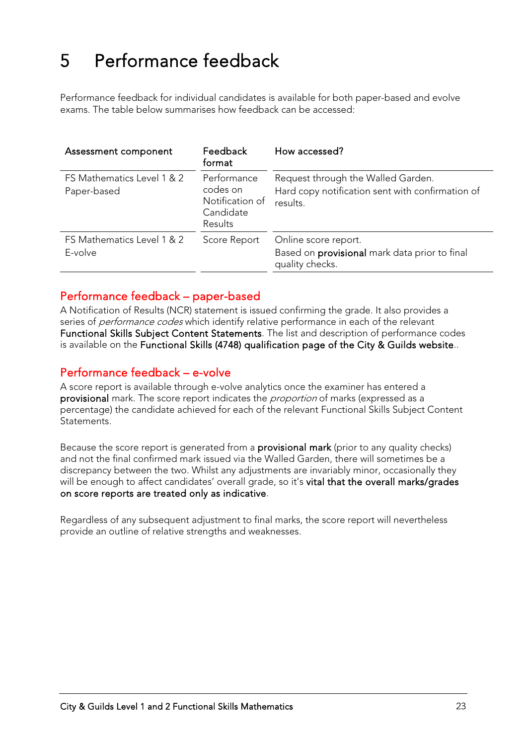# 5 Performance feedback

Performance feedback for individual candidates is available for both paper-based and evolve exams. The table below summarises how feedback can be accessed:

| Assessment component | Feedback format | How accessed? |
|---|---|---|
| FS Mathematics Level 1 & 2 Paper-based | Performance codes on Notification of Candidate Results | Request through the Walled Garden. Hard copy notification sent with confirmation of results. |
| FS Mathematics Level 1 & 2 E-volve | Score Report | Online score report. Based on **provisional** mark data prior to final quality checks. |

## Performance feedback – paper-based

A Notification of Results (NCR) statement is issued confirming the grade. It also provides a series of *performance codes* which identify relative performance in each of the relevant **Functional Skills Subject Content Statements**. The list and description of performance codes is available on the **Functional Skills (4748) qualification page of the City & Guilds website**..

## Performance feedback – e-volve

A score report is available through e-volve analytics once the examiner has entered a **provisional** mark. The score report indicates the *proportion* of marks (expressed as a percentage) the candidate achieved for each of the relevant Functional Skills Subject Content Statements.

Because the score report is generated from a **provisional mark** (prior to any quality checks) and not the final confirmed mark issued via the Walled Garden, there will sometimes be a discrepancy between the two. Whilst any adjustments are invariably minor, occasionally they will be enough to affect candidates' overall grade, so it's **vital that the overall marks/grades on score reports are treated only as indicative**.

Regardless of any subsequent adjustment to final marks, the score report will nevertheless provide an outline of relative strengths and weaknesses.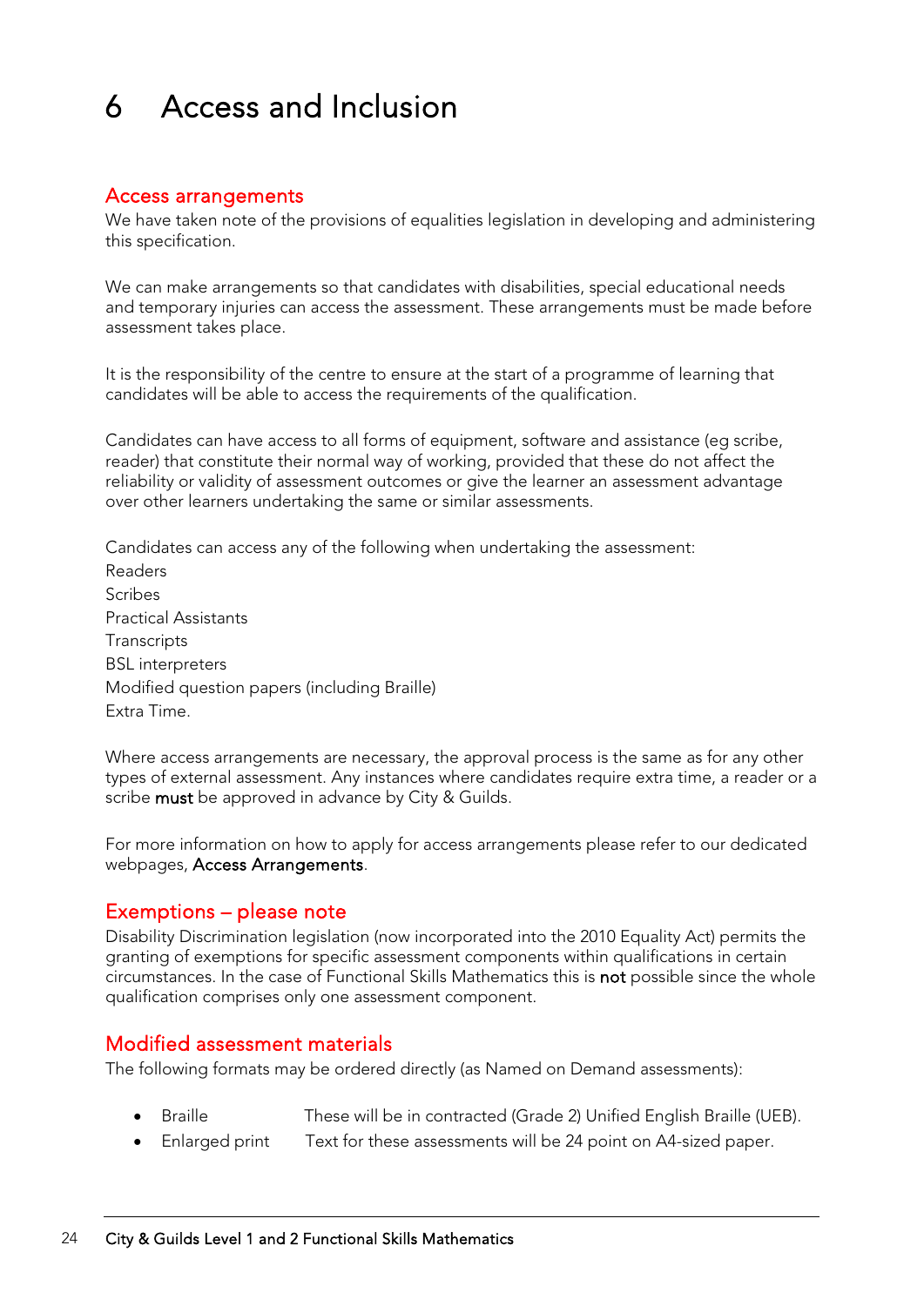# 6 Access and Inclusion

## Access arrangements

We have taken note of the provisions of equalities legislation in developing and administering this specification.

We can make arrangements so that candidates with disabilities, special educational needs and temporary injuries can access the assessment. These arrangements must be made before assessment takes place.

It is the responsibility of the centre to ensure at the start of a programme of learning that candidates will be able to access the requirements of the qualification.

Candidates can have access to all forms of equipment, software and assistance (eg scribe, reader) that constitute their normal way of working, provided that these do not affect the reliability or validity of assessment outcomes or give the learner an assessment advantage over other learners undertaking the same or similar assessments.

Candidates can access any of the following when undertaking the assessment:

Readers
Scribes
Practical Assistants
Transcripts
BSL interpreters
Modified question papers (including Braille)
Extra Time.

Where access arrangements are necessary, the approval process is the same as for any other types of external assessment. Any instances where candidates require extra time, a reader or a scribe **must** be approved in advance by City & Guilds.

For more information on how to apply for access arrangements please refer to our dedicated webpages, **Access Arrangements**.

## Exemptions – please note

Disability Discrimination legislation (now incorporated into the 2010 Equality Act) permits the granting of exemptions for specific assessment components within qualifications in certain circumstances. In the case of Functional Skills Mathematics this is **not** possible since the whole qualification comprises only one assessment component.

## Modified assessment materials

The following formats may be ordered directly (as Named on Demand assessments):

- Braille These will be in contracted (Grade 2) Unified English Braille (UEB).
- Enlarged print Text for these assessments will be 24 point on A4-sized paper.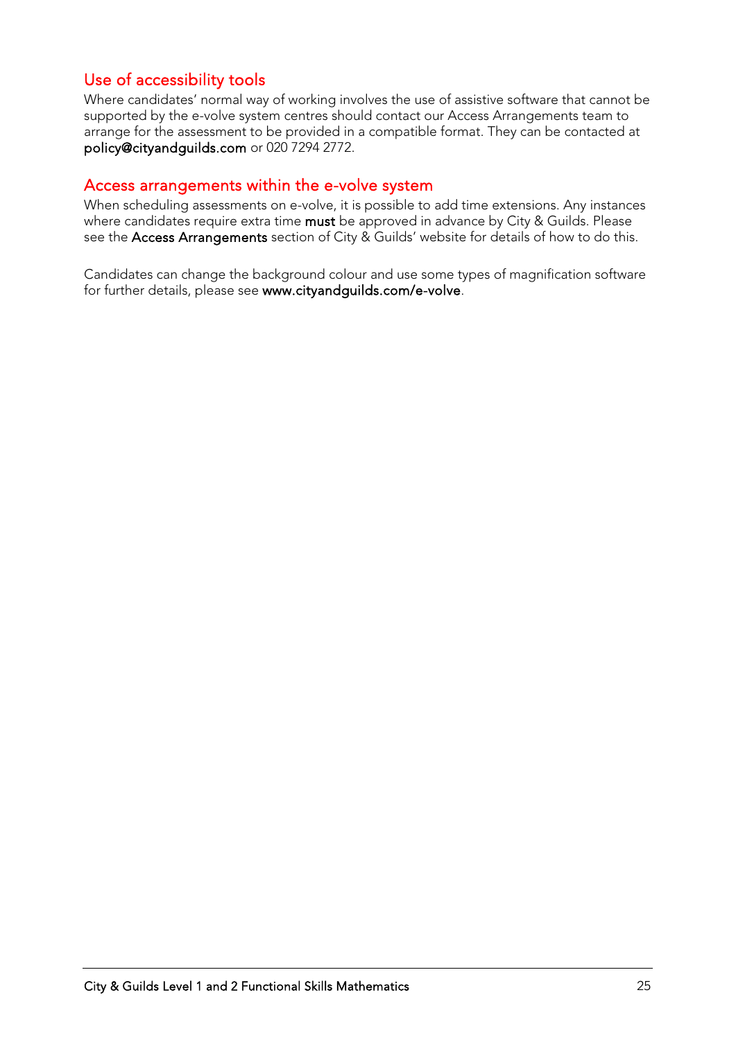## Use of accessibility tools

Where candidates' normal way of working involves the use of assistive software that cannot be supported by the e-volve system centres should contact our Access Arrangements team to arrange for the assessment to be provided in a compatible format. They can be contacted at **policy@cityandguilds.com** or 020 7294 2772.

## Access arrangements within the e-volve system

When scheduling assessments on e-volve, it is possible to add time extensions. Any instances where candidates require extra time **must** be approved in advance by City & Guilds. Please see the **Access Arrangements** section of City & Guilds' website for details of how to do this.

Candidates can change the background colour and use some types of magnification software for further details, please see **www.cityandguilds.com/e-volve**.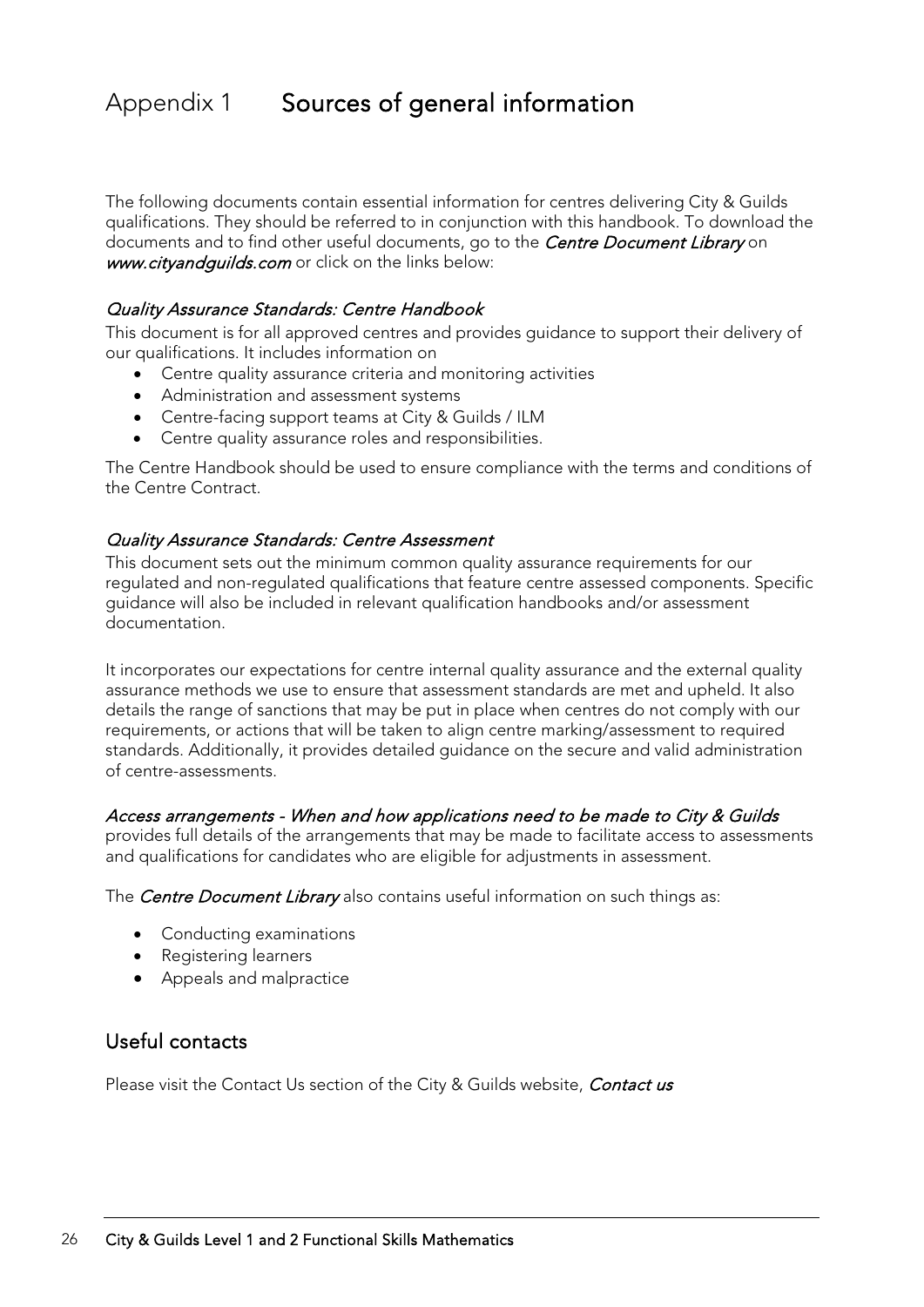# Appendix 1 Sources of general information

The following documents contain essential information for centres delivering City & Guilds qualifications. They should be referred to in conjunction with this handbook. To download the documents and to find other useful documents, go to the ***Centre Document Library*** on ***www.cityandguilds.com*** or click on the links below:

*Quality Assurance Standards: Centre Handbook*

This document is for all approved centres and provides guidance to support their delivery of our qualifications. It includes information on

- Centre quality assurance criteria and monitoring activities
- Administration and assessment systems
- Centre-facing support teams at City & Guilds / ILM
- Centre quality assurance roles and responsibilities.

The Centre Handbook should be used to ensure compliance with the terms and conditions of the Centre Contract.

*Quality Assurance Standards: Centre Assessment*

This document sets out the minimum common quality assurance requirements for our regulated and non-regulated qualifications that feature centre assessed components. Specific guidance will also be included in relevant qualification handbooks and/or assessment documentation.

It incorporates our expectations for centre internal quality assurance and the external quality assurance methods we use to ensure that assessment standards are met and upheld. It also details the range of sanctions that may be put in place when centres do not comply with our requirements, or actions that will be taken to align centre marking/assessment to required standards. Additionally, it provides detailed guidance on the secure and valid administration of centre-assessments.

*Access arrangements - When and how applications need to be made to City & Guilds* provides full details of the arrangements that may be made to facilitate access to assessments and qualifications for candidates who are eligible for adjustments in assessment.

The ***Centre Document Library*** also contains useful information on such things as:

- Conducting examinations
- Registering learners
- Appeals and malpractice

## Useful contacts

Please visit the Contact Us section of the City & Guilds website, ***Contact us***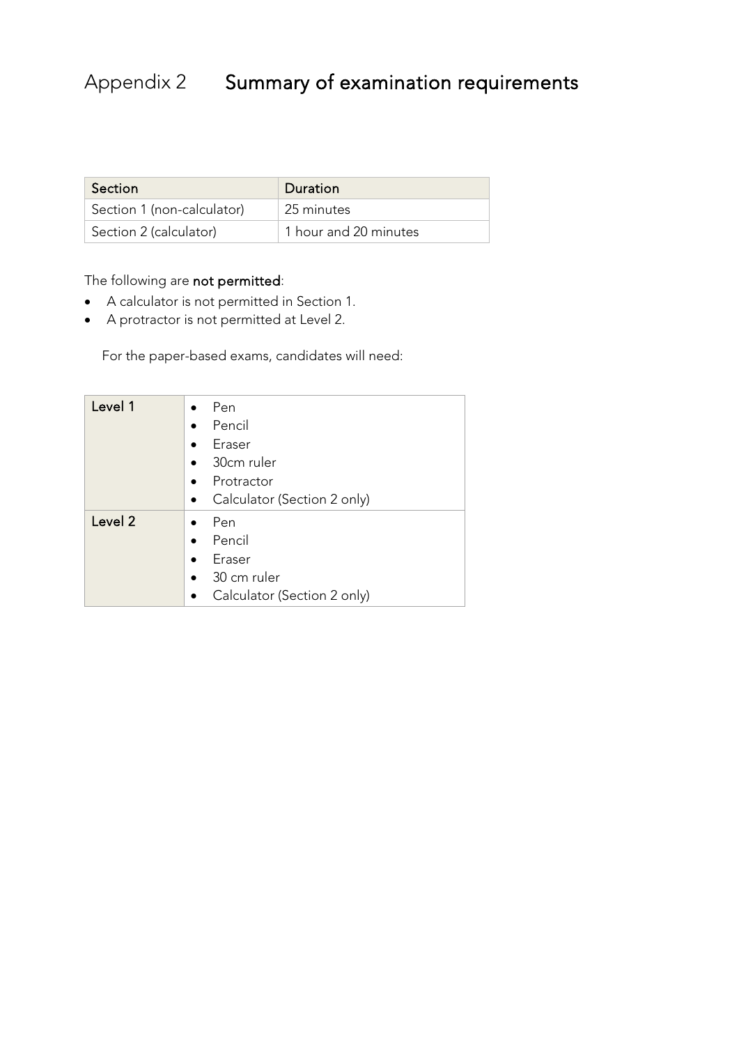# Appendix 2 Summary of examination requirements

| Section | Duration |
|---|---|
| Section 1 (non-calculator) | 25 minutes |
| Section 2 (calculator) | 1 hour and 20 minutes |

The following are **not permitted**:

- A calculator is not permitted in Section 1.
- A protractor is not permitted at Level 2.

For the paper-based exams, candidates will need:

| Level | Requirements |
|---|---|
| **Level 1** | • Pen<br>• Pencil<br>• Eraser<br>• 30cm ruler<br>• Protractor<br>• Calculator (Section 2 only) |
| **Level 2** | • Pen<br>• Pencil<br>• Eraser<br>• 30 cm ruler<br>• Calculator (Section 2 only) |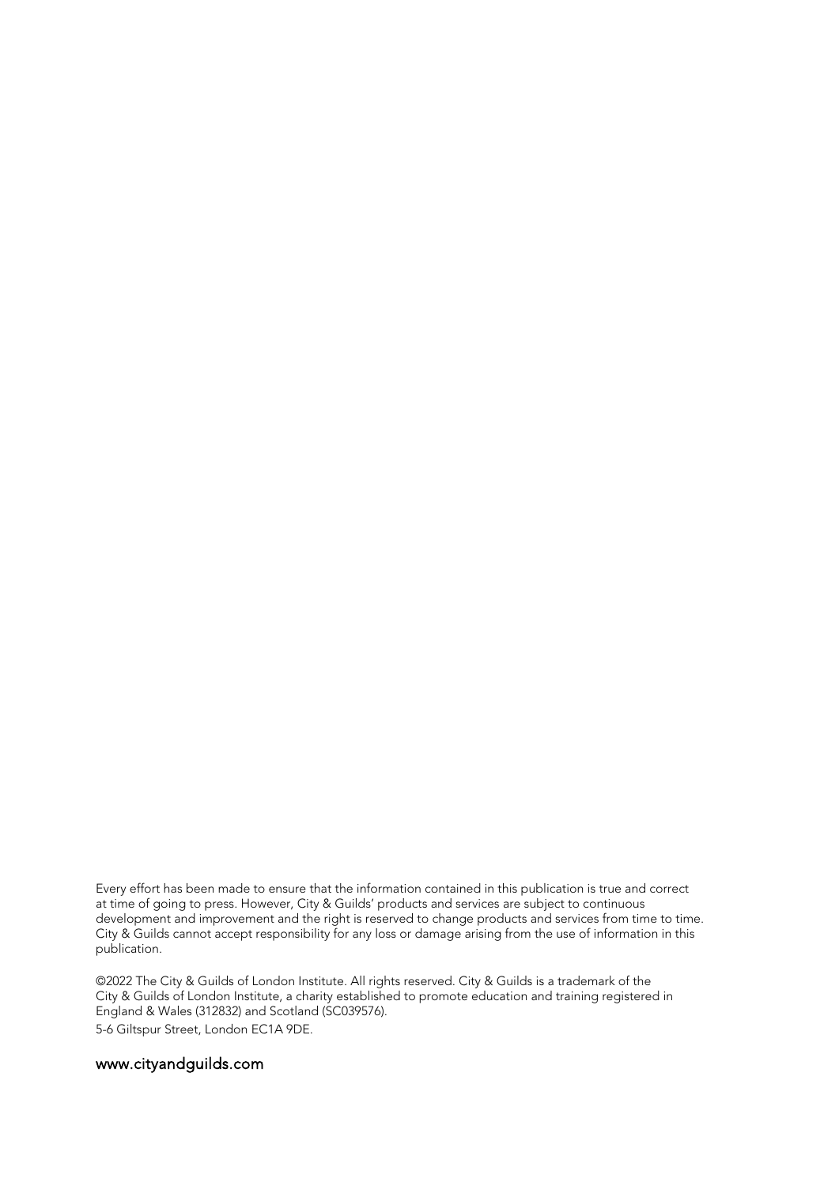Every effort has been made to ensure that the information contained in this publication is true and correct at time of going to press. However, City & Guilds' products and services are subject to continuous development and improvement and the right is reserved to change products and services from time to time. City & Guilds cannot accept responsibility for any loss or damage arising from the use of information in this publication.

©2022 The City & Guilds of London Institute. All rights reserved. City & Guilds is a trademark of the City & Guilds of London Institute, a charity established to promote education and training registered in England & Wales (312832) and Scotland (SC039576).

5-6 Giltspur Street, London EC1A 9DE.

www.cityandguilds.com